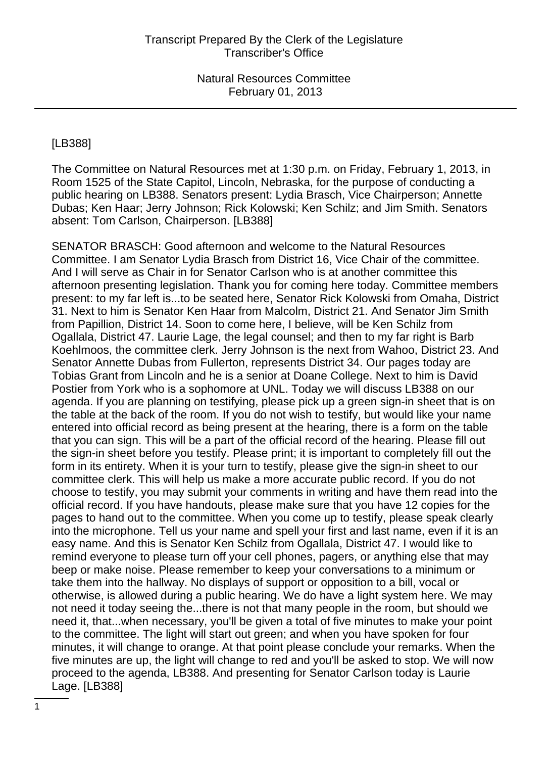[LB388]

The Committee on Natural Resources met at 1:30 p.m. on Friday, February 1, 2013, in Room 1525 of the State Capitol, Lincoln, Nebraska, for the purpose of conducting a public hearing on LB388. Senators present: Lydia Brasch, Vice Chairperson; Annette Dubas; Ken Haar; Jerry Johnson; Rick Kolowski; Ken Schilz; and Jim Smith. Senators absent: Tom Carlson, Chairperson. [LB388]

SENATOR BRASCH: Good afternoon and welcome to the Natural Resources Committee. I am Senator Lydia Brasch from District 16, Vice Chair of the committee. And I will serve as Chair in for Senator Carlson who is at another committee this afternoon presenting legislation. Thank you for coming here today. Committee members present: to my far left is...to be seated here, Senator Rick Kolowski from Omaha, District 31. Next to him is Senator Ken Haar from Malcolm, District 21. And Senator Jim Smith from Papillion, District 14. Soon to come here, I believe, will be Ken Schilz from Ogallala, District 47. Laurie Lage, the legal counsel; and then to my far right is Barb Koehlmoos, the committee clerk. Jerry Johnson is the next from Wahoo, District 23. And Senator Annette Dubas from Fullerton, represents District 34. Our pages today are Tobias Grant from Lincoln and he is a senior at Doane College. Next to him is David Postier from York who is a sophomore at UNL. Today we will discuss LB388 on our agenda. If you are planning on testifying, please pick up a green sign-in sheet that is on the table at the back of the room. If you do not wish to testify, but would like your name entered into official record as being present at the hearing, there is a form on the table that you can sign. This will be a part of the official record of the hearing. Please fill out the sign-in sheet before you testify. Please print; it is important to completely fill out the form in its entirety. When it is your turn to testify, please give the sign-in sheet to our committee clerk. This will help us make a more accurate public record. If you do not choose to testify, you may submit your comments in writing and have them read into the official record. If you have handouts, please make sure that you have 12 copies for the pages to hand out to the committee. When you come up to testify, please speak clearly into the microphone. Tell us your name and spell your first and last name, even if it is an easy name. And this is Senator Ken Schilz from Ogallala, District 47. I would like to remind everyone to please turn off your cell phones, pagers, or anything else that may beep or make noise. Please remember to keep your conversations to a minimum or take them into the hallway. No displays of support or opposition to a bill, vocal or otherwise, is allowed during a public hearing. We do have a light system here. We may not need it today seeing the...there is not that many people in the room, but should we need it, that...when necessary, you'll be given a total of five minutes to make your point to the committee. The light will start out green; and when you have spoken for four minutes, it will change to orange. At that point please conclude your remarks. When the five minutes are up, the light will change to red and you'll be asked to stop. We will now proceed to the agenda, LB388. And presenting for Senator Carlson today is Laurie Lage. [LB388]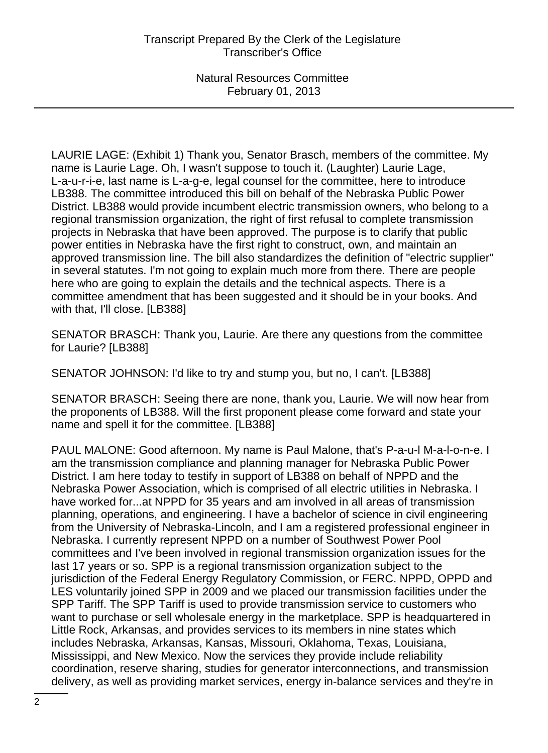LAURIE LAGE: (Exhibit 1) Thank you, Senator Brasch, members of the committee. My name is Laurie Lage. Oh, I wasn't suppose to touch it. (Laughter) Laurie Lage, L-a-u-r-i-e, last name is L-a-g-e, legal counsel for the committee, here to introduce LB388. The committee introduced this bill on behalf of the Nebraska Public Power District. LB388 would provide incumbent electric transmission owners, who belong to a regional transmission organization, the right of first refusal to complete transmission projects in Nebraska that have been approved. The purpose is to clarify that public power entities in Nebraska have the first right to construct, own, and maintain an approved transmission line. The bill also standardizes the definition of "electric supplier" in several statutes. I'm not going to explain much more from there. There are people here who are going to explain the details and the technical aspects. There is a committee amendment that has been suggested and it should be in your books. And with that, I'll close. [LB388]

SENATOR BRASCH: Thank you, Laurie. Are there any questions from the committee for Laurie? [LB388]

SENATOR JOHNSON: I'd like to try and stump you, but no, I can't. [LB388]

SENATOR BRASCH: Seeing there are none, thank you, Laurie. We will now hear from the proponents of LB388. Will the first proponent please come forward and state your name and spell it for the committee. [LB388]

PAUL MALONE: Good afternoon. My name is Paul Malone, that's P-a-u-l M-a-l-o-n-e. I am the transmission compliance and planning manager for Nebraska Public Power District. I am here today to testify in support of LB388 on behalf of NPPD and the Nebraska Power Association, which is comprised of all electric utilities in Nebraska. I have worked for...at NPPD for 35 years and am involved in all areas of transmission planning, operations, and engineering. I have a bachelor of science in civil engineering from the University of Nebraska-Lincoln, and I am a registered professional engineer in Nebraska. I currently represent NPPD on a number of Southwest Power Pool committees and I've been involved in regional transmission organization issues for the last 17 years or so. SPP is a regional transmission organization subject to the jurisdiction of the Federal Energy Regulatory Commission, or FERC. NPPD, OPPD and LES voluntarily joined SPP in 2009 and we placed our transmission facilities under the SPP Tariff. The SPP Tariff is used to provide transmission service to customers who want to purchase or sell wholesale energy in the marketplace. SPP is headquartered in Little Rock, Arkansas, and provides services to its members in nine states which includes Nebraska, Arkansas, Kansas, Missouri, Oklahoma, Texas, Louisiana, Mississippi, and New Mexico. Now the services they provide include reliability coordination, reserve sharing, studies for generator interconnections, and transmission delivery, as well as providing market services, energy in-balance services and they're in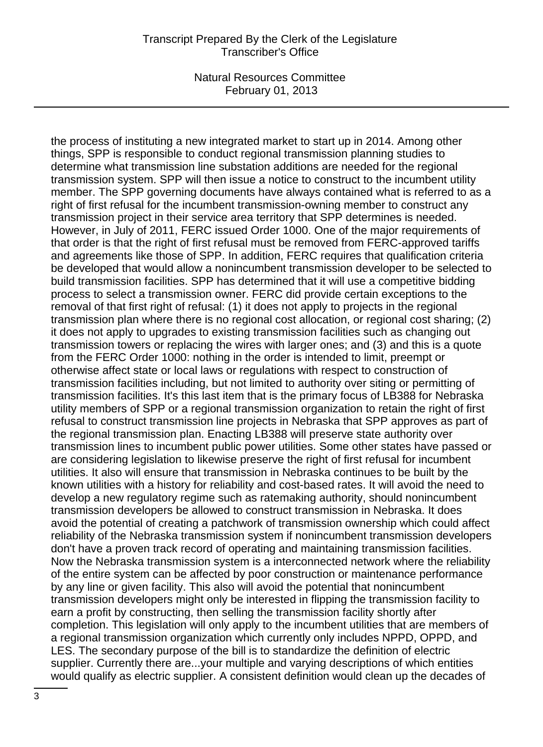the process of instituting a new integrated market to start up in 2014. Among other things, SPP is responsible to conduct regional transmission planning studies to determine what transmission line substation additions are needed for the regional transmission system. SPP will then issue a notice to construct to the incumbent utility member. The SPP governing documents have always contained what is referred to as a right of first refusal for the incumbent transmission-owning member to construct any transmission project in their service area territory that SPP determines is needed. However, in July of 2011, FERC issued Order 1000. One of the major requirements of that order is that the right of first refusal must be removed from FERC-approved tariffs and agreements like those of SPP. In addition, FERC requires that qualification criteria be developed that would allow a nonincumbent transmission developer to be selected to build transmission facilities. SPP has determined that it will use a competitive bidding process to select a transmission owner. FERC did provide certain exceptions to the removal of that first right of refusal: (1) it does not apply to projects in the regional transmission plan where there is no regional cost allocation, or regional cost sharing; (2) it does not apply to upgrades to existing transmission facilities such as changing out transmission towers or replacing the wires with larger ones; and (3) and this is a quote from the FERC Order 1000: nothing in the order is intended to limit, preempt or otherwise affect state or local laws or regulations with respect to construction of transmission facilities including, but not limited to authority over siting or permitting of transmission facilities. It's this last item that is the primary focus of LB388 for Nebraska utility members of SPP or a regional transmission organization to retain the right of first refusal to construct transmission line projects in Nebraska that SPP approves as part of the regional transmission plan. Enacting LB388 will preserve state authority over transmission lines to incumbent public power utilities. Some other states have passed or are considering legislation to likewise preserve the right of first refusal for incumbent utilities. It also will ensure that transmission in Nebraska continues to be built by the known utilities with a history for reliability and cost-based rates. It will avoid the need to develop a new regulatory regime such as ratemaking authority, should nonincumbent transmission developers be allowed to construct transmission in Nebraska. It does avoid the potential of creating a patchwork of transmission ownership which could affect reliability of the Nebraska transmission system if nonincumbent transmission developers don't have a proven track record of operating and maintaining transmission facilities. Now the Nebraska transmission system is a interconnected network where the reliability of the entire system can be affected by poor construction or maintenance performance by any line or given facility. This also will avoid the potential that nonincumbent transmission developers might only be interested in flipping the transmission facility to earn a profit by constructing, then selling the transmission facility shortly after completion. This legislation will only apply to the incumbent utilities that are members of a regional transmission organization which currently only includes NPPD, OPPD, and LES. The secondary purpose of the bill is to standardize the definition of electric supplier. Currently there are...your multiple and varying descriptions of which entities would qualify as electric supplier. A consistent definition would clean up the decades of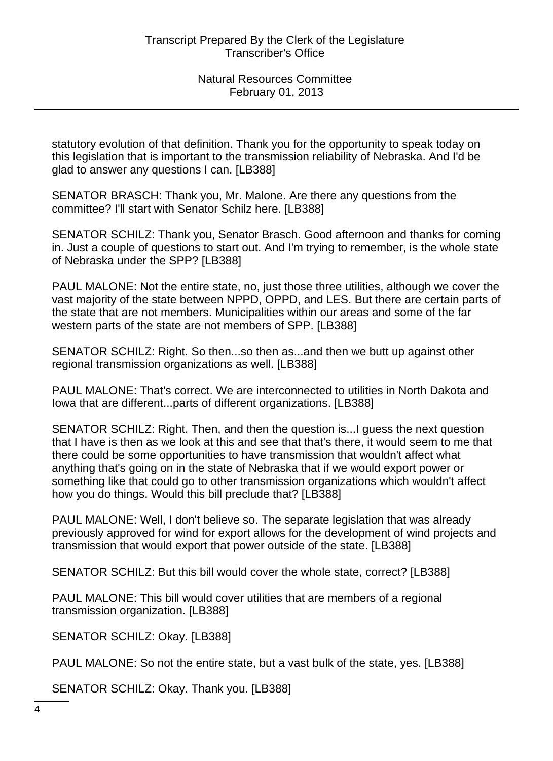statutory evolution of that definition. Thank you for the opportunity to speak today on this legislation that is important to the transmission reliability of Nebraska. And I'd be glad to answer any questions I can. [LB388]

SENATOR BRASCH: Thank you, Mr. Malone. Are there any questions from the committee? I'll start with Senator Schilz here. [LB388]

SENATOR SCHILZ: Thank you, Senator Brasch. Good afternoon and thanks for coming in. Just a couple of questions to start out. And I'm trying to remember, is the whole state of Nebraska under the SPP? [LB388]

PAUL MALONE: Not the entire state, no, just those three utilities, although we cover the vast majority of the state between NPPD, OPPD, and LES. But there are certain parts of the state that are not members. Municipalities within our areas and some of the far western parts of the state are not members of SPP. [LB388]

SENATOR SCHILZ: Right. So then...so then as...and then we butt up against other regional transmission organizations as well. [LB388]

PAUL MALONE: That's correct. We are interconnected to utilities in North Dakota and Iowa that are different...parts of different organizations. [LB388]

SENATOR SCHILZ: Right. Then, and then the question is...I guess the next question that I have is then as we look at this and see that that's there, it would seem to me that there could be some opportunities to have transmission that wouldn't affect what anything that's going on in the state of Nebraska that if we would export power or something like that could go to other transmission organizations which wouldn't affect how you do things. Would this bill preclude that? [LB388]

PAUL MALONE: Well, I don't believe so. The separate legislation that was already previously approved for wind for export allows for the development of wind projects and transmission that would export that power outside of the state. [LB388]

SENATOR SCHILZ: But this bill would cover the whole state, correct? [LB388]

PAUL MALONE: This bill would cover utilities that are members of a regional transmission organization. [LB388]

SENATOR SCHILZ: Okay. [LB388]

PAUL MALONE: So not the entire state, but a vast bulk of the state, yes. [LB388]

SENATOR SCHILZ: Okay. Thank you. [LB388]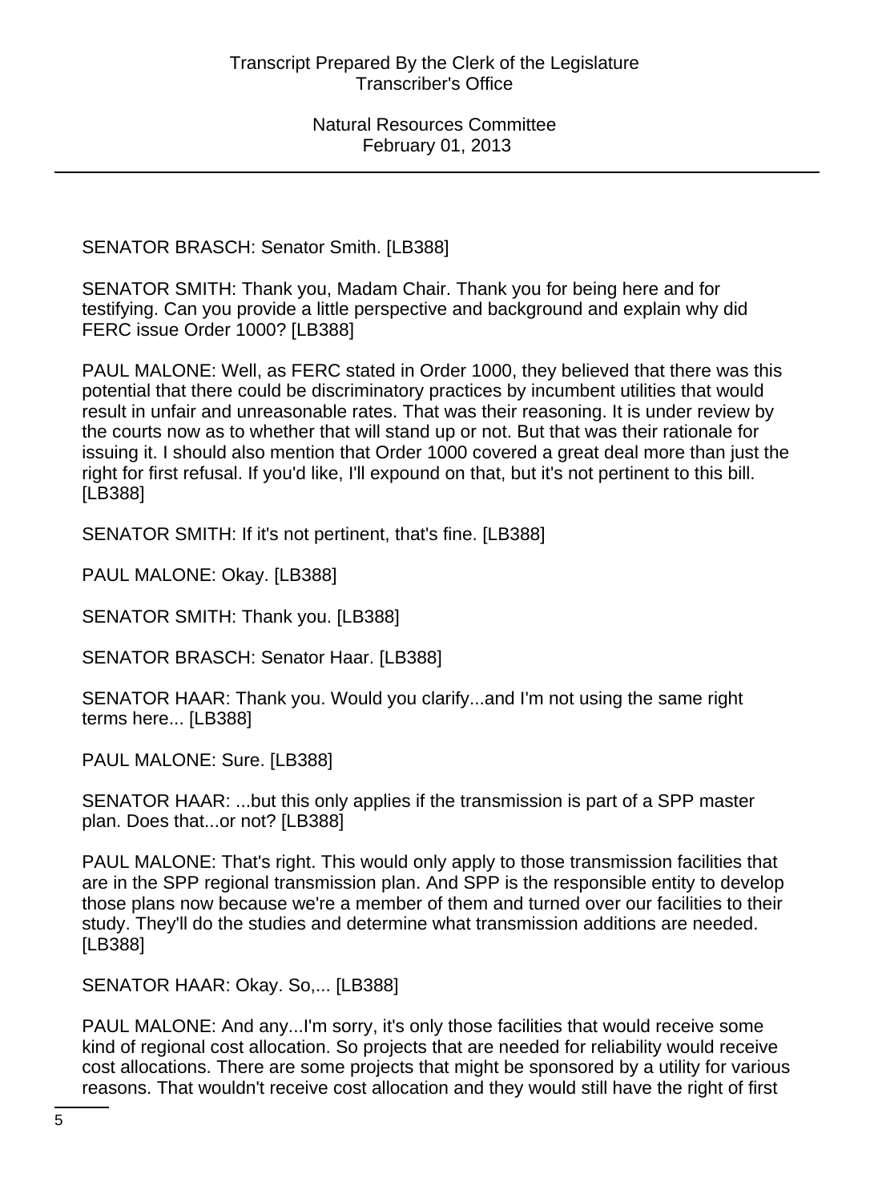SENATOR BRASCH: Senator Smith. [LB388]

SENATOR SMITH: Thank you, Madam Chair. Thank you for being here and for testifying. Can you provide a little perspective and background and explain why did FERC issue Order 1000? [LB388]

PAUL MALONE: Well, as FERC stated in Order 1000, they believed that there was this potential that there could be discriminatory practices by incumbent utilities that would result in unfair and unreasonable rates. That was their reasoning. It is under review by the courts now as to whether that will stand up or not. But that was their rationale for issuing it. I should also mention that Order 1000 covered a great deal more than just the right for first refusal. If you'd like, I'll expound on that, but it's not pertinent to this bill. [LB388]

SENATOR SMITH: If it's not pertinent, that's fine. [LB388]

PAUL MALONE: Okay. [LB388]

SENATOR SMITH: Thank you. [LB388]

SENATOR BRASCH: Senator Haar. [LB388]

SENATOR HAAR: Thank you. Would you clarify...and I'm not using the same right terms here... [LB388]

PAUL MALONE: Sure. [LB388]

SENATOR HAAR: ...but this only applies if the transmission is part of a SPP master plan. Does that...or not? [LB388]

PAUL MALONE: That's right. This would only apply to those transmission facilities that are in the SPP regional transmission plan. And SPP is the responsible entity to develop those plans now because we're a member of them and turned over our facilities to their study. They'll do the studies and determine what transmission additions are needed. [LB388]

SENATOR HAAR: Okay. So,... [LB388]

PAUL MALONE: And any...I'm sorry, it's only those facilities that would receive some kind of regional cost allocation. So projects that are needed for reliability would receive cost allocations. There are some projects that might be sponsored by a utility for various reasons. That wouldn't receive cost allocation and they would still have the right of first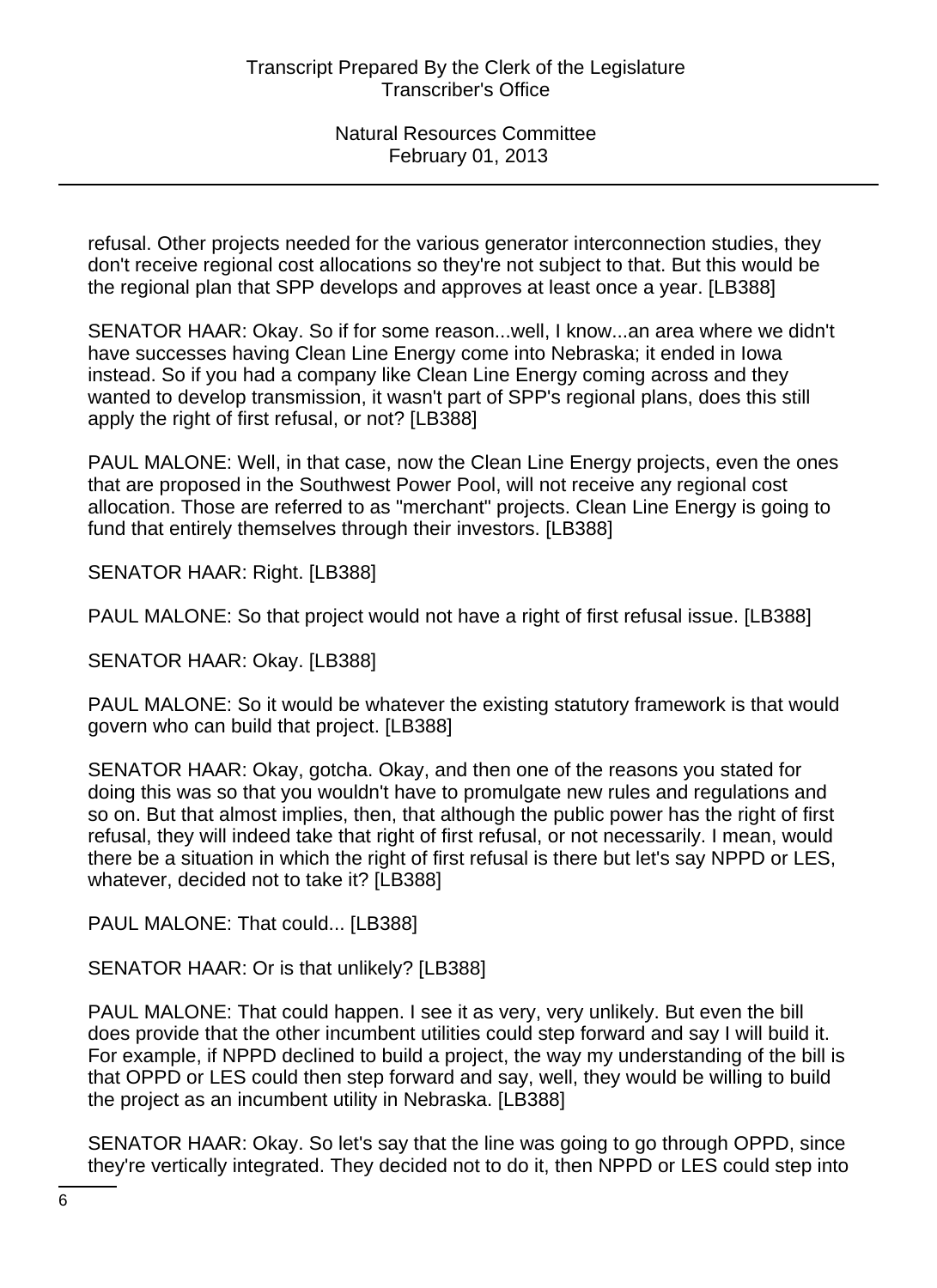refusal. Other projects needed for the various generator interconnection studies, they don't receive regional cost allocations so they're not subject to that. But this would be the regional plan that SPP develops and approves at least once a year. [LB388]

SENATOR HAAR: Okay. So if for some reason...well, I know...an area where we didn't have successes having Clean Line Energy come into Nebraska; it ended in Iowa instead. So if you had a company like Clean Line Energy coming across and they wanted to develop transmission, it wasn't part of SPP's regional plans, does this still apply the right of first refusal, or not? [LB388]

PAUL MALONE: Well, in that case, now the Clean Line Energy projects, even the ones that are proposed in the Southwest Power Pool, will not receive any regional cost allocation. Those are referred to as "merchant" projects. Clean Line Energy is going to fund that entirely themselves through their investors. [LB388]

SENATOR HAAR: Right. [LB388]

PAUL MALONE: So that project would not have a right of first refusal issue. [LB388]

SENATOR HAAR: Okay. [LB388]

PAUL MALONE: So it would be whatever the existing statutory framework is that would govern who can build that project. [LB388]

SENATOR HAAR: Okay, gotcha. Okay, and then one of the reasons you stated for doing this was so that you wouldn't have to promulgate new rules and regulations and so on. But that almost implies, then, that although the public power has the right of first refusal, they will indeed take that right of first refusal, or not necessarily. I mean, would there be a situation in which the right of first refusal is there but let's say NPPD or LES, whatever, decided not to take it? [LB388]

PAUL MALONE: That could... [LB388]

SENATOR HAAR: Or is that unlikely? [LB388]

PAUL MALONE: That could happen. I see it as very, very unlikely. But even the bill does provide that the other incumbent utilities could step forward and say I will build it. For example, if NPPD declined to build a project, the way my understanding of the bill is that OPPD or LES could then step forward and say, well, they would be willing to build the project as an incumbent utility in Nebraska. [LB388]

SENATOR HAAR: Okay. So let's say that the line was going to go through OPPD, since they're vertically integrated. They decided not to do it, then NPPD or LES could step into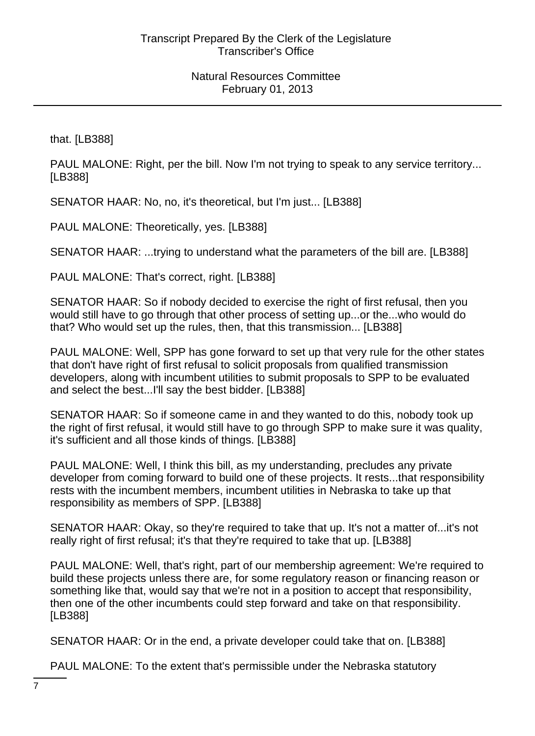that. [LB388]

PAUL MALONE: Right, per the bill. Now I'm not trying to speak to any service territory... [LB388]

SENATOR HAAR: No, no, it's theoretical, but I'm just... [LB388]

PAUL MALONE: Theoretically, yes. [LB388]

SENATOR HAAR: ...trying to understand what the parameters of the bill are. [LB388]

PAUL MALONE: That's correct, right. [LB388]

SENATOR HAAR: So if nobody decided to exercise the right of first refusal, then you would still have to go through that other process of setting up...or the...who would do that? Who would set up the rules, then, that this transmission... [LB388]

PAUL MALONE: Well, SPP has gone forward to set up that very rule for the other states that don't have right of first refusal to solicit proposals from qualified transmission developers, along with incumbent utilities to submit proposals to SPP to be evaluated and select the best...I'll say the best bidder. [LB388]

SENATOR HAAR: So if someone came in and they wanted to do this, nobody took up the right of first refusal, it would still have to go through SPP to make sure it was quality, it's sufficient and all those kinds of things. [LB388]

PAUL MALONE: Well, I think this bill, as my understanding, precludes any private developer from coming forward to build one of these projects. It rests...that responsibility rests with the incumbent members, incumbent utilities in Nebraska to take up that responsibility as members of SPP. [LB388]

SENATOR HAAR: Okay, so they're required to take that up. It's not a matter of...it's not really right of first refusal; it's that they're required to take that up. [LB388]

PAUL MALONE: Well, that's right, part of our membership agreement: We're required to build these projects unless there are, for some regulatory reason or financing reason or something like that, would say that we're not in a position to accept that responsibility, then one of the other incumbents could step forward and take on that responsibility. [LB388]

SENATOR HAAR: Or in the end, a private developer could take that on. [LB388]

PAUL MALONE: To the extent that's permissible under the Nebraska statutory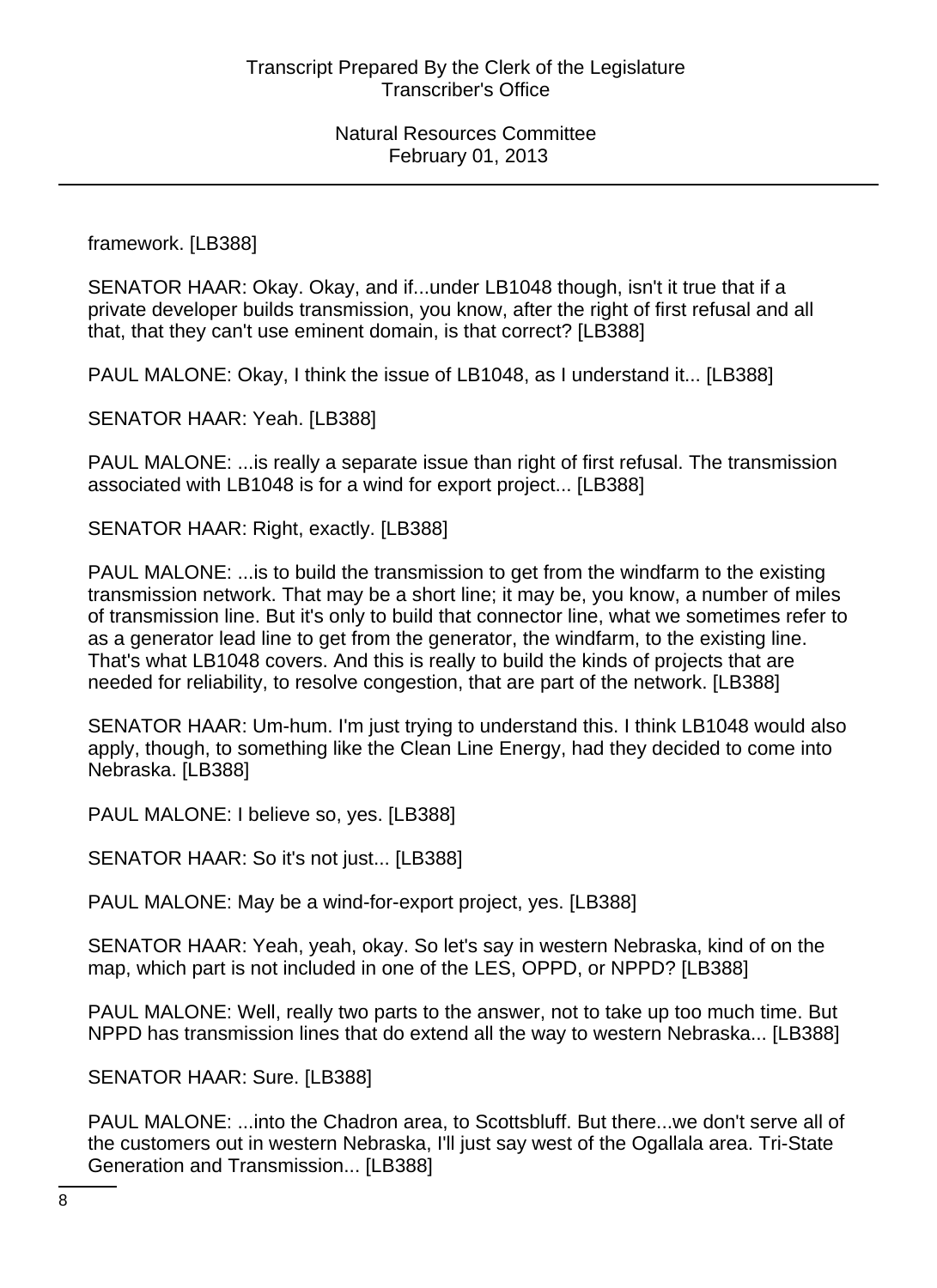framework. [LB388]

SENATOR HAAR: Okay. Okay, and if...under LB1048 though, isn't it true that if a private developer builds transmission, you know, after the right of first refusal and all that, that they can't use eminent domain, is that correct? [LB388]

PAUL MALONE: Okay, I think the issue of LB1048, as I understand it... [LB388]

SENATOR HAAR: Yeah. [LB388]

PAUL MALONE: ...is really a separate issue than right of first refusal. The transmission associated with LB1048 is for a wind for export project... [LB388]

SENATOR HAAR: Right, exactly. [LB388]

PAUL MALONE: ...is to build the transmission to get from the windfarm to the existing transmission network. That may be a short line; it may be, you know, a number of miles of transmission line. But it's only to build that connector line, what we sometimes refer to as a generator lead line to get from the generator, the windfarm, to the existing line. That's what LB1048 covers. And this is really to build the kinds of projects that are needed for reliability, to resolve congestion, that are part of the network. [LB388]

SENATOR HAAR: Um-hum. I'm just trying to understand this. I think LB1048 would also apply, though, to something like the Clean Line Energy, had they decided to come into Nebraska. [LB388]

PAUL MALONE: I believe so, yes. [LB388]

SENATOR HAAR: So it's not just... [LB388]

PAUL MALONE: May be a wind-for-export project, yes. [LB388]

SENATOR HAAR: Yeah, yeah, okay. So let's say in western Nebraska, kind of on the map, which part is not included in one of the LES, OPPD, or NPPD? [LB388]

PAUL MALONE: Well, really two parts to the answer, not to take up too much time. But NPPD has transmission lines that do extend all the way to western Nebraska... [LB388]

SENATOR HAAR: Sure. [LB388]

PAUL MALONE: ...into the Chadron area, to Scottsbluff. But there...we don't serve all of the customers out in western Nebraska, I'll just say west of the Ogallala area. Tri-State Generation and Transmission... [LB388]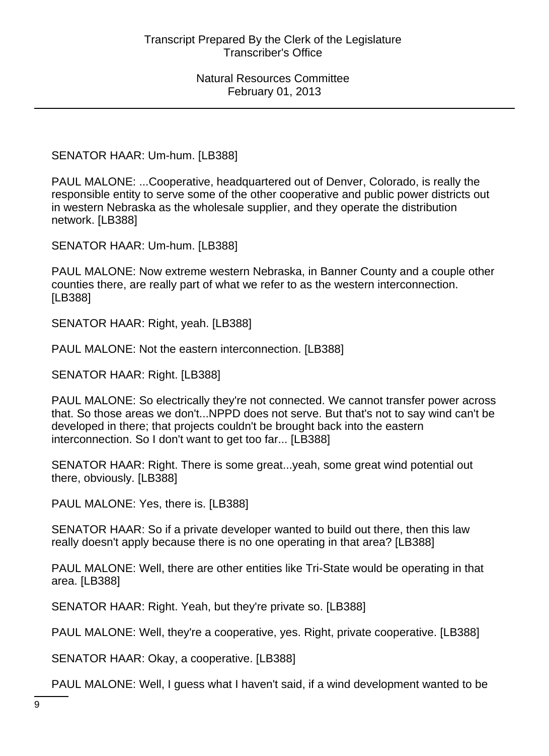SENATOR HAAR: Um-hum. [LB388]

PAUL MALONE: ...Cooperative, headquartered out of Denver, Colorado, is really the responsible entity to serve some of the other cooperative and public power districts out in western Nebraska as the wholesale supplier, and they operate the distribution network. [LB388]

SENATOR HAAR: Um-hum. [LB388]

PAUL MALONE: Now extreme western Nebraska, in Banner County and a couple other counties there, are really part of what we refer to as the western interconnection. [LB388]

SENATOR HAAR: Right, yeah. [LB388]

PAUL MALONE: Not the eastern interconnection. [LB388]

SENATOR HAAR: Right. [LB388]

PAUL MALONE: So electrically they're not connected. We cannot transfer power across that. So those areas we don't...NPPD does not serve. But that's not to say wind can't be developed in there; that projects couldn't be brought back into the eastern interconnection. So I don't want to get too far... [LB388]

SENATOR HAAR: Right. There is some great...yeah, some great wind potential out there, obviously. [LB388]

PAUL MALONE: Yes, there is. [LB388]

SENATOR HAAR: So if a private developer wanted to build out there, then this law really doesn't apply because there is no one operating in that area? [LB388]

PAUL MALONE: Well, there are other entities like Tri-State would be operating in that area. [LB388]

SENATOR HAAR: Right. Yeah, but they're private so. [LB388]

PAUL MALONE: Well, they're a cooperative, yes. Right, private cooperative. [LB388]

SENATOR HAAR: Okay, a cooperative. [LB388]

PAUL MALONE: Well, I guess what I haven't said, if a wind development wanted to be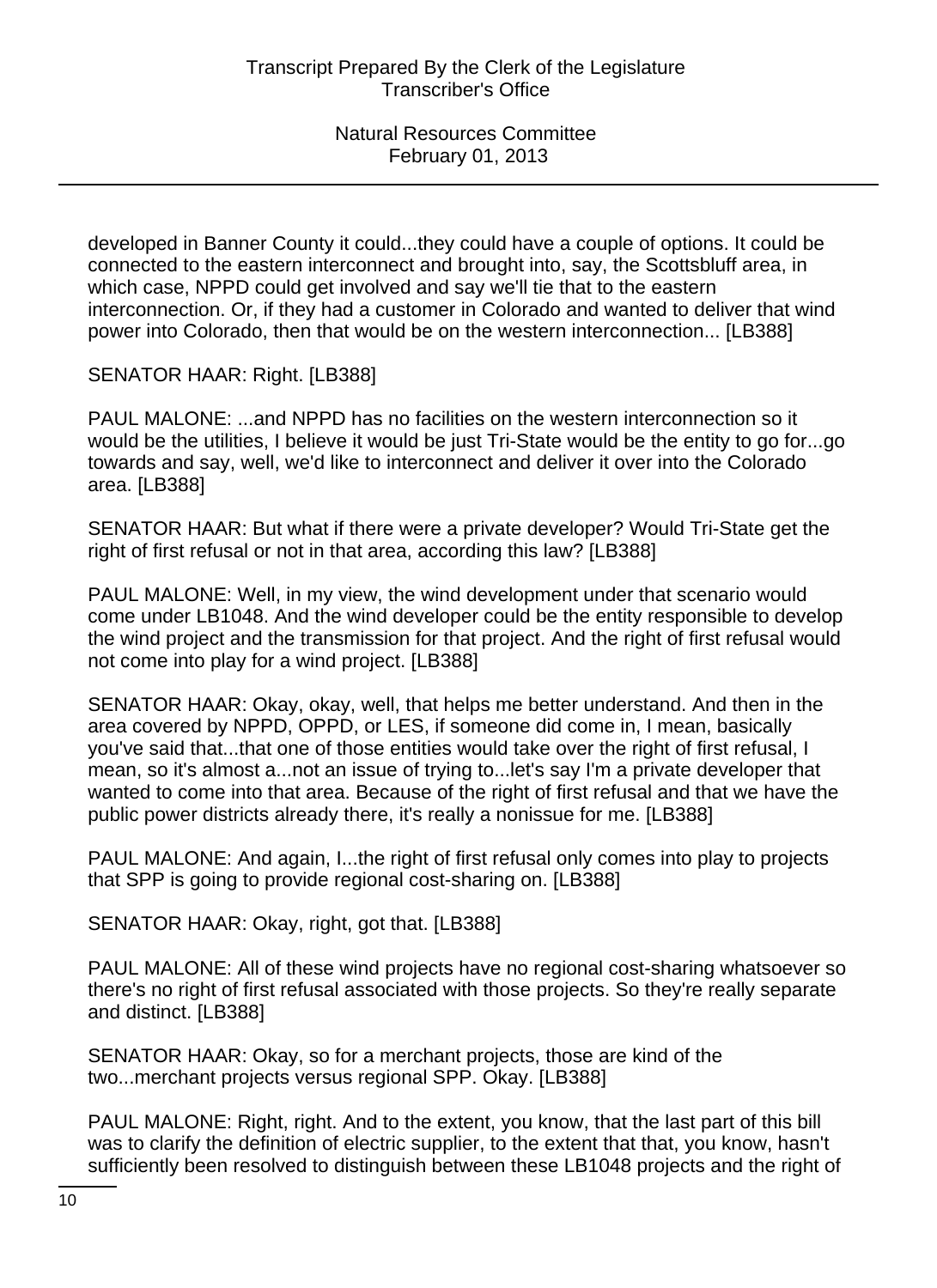developed in Banner County it could...they could have a couple of options. It could be connected to the eastern interconnect and brought into, say, the Scottsbluff area, in which case, NPPD could get involved and say we'll tie that to the eastern interconnection. Or, if they had a customer in Colorado and wanted to deliver that wind power into Colorado, then that would be on the western interconnection... [LB388]

SENATOR HAAR: Right. [LB388]

PAUL MALONE: ...and NPPD has no facilities on the western interconnection so it would be the utilities, I believe it would be just Tri-State would be the entity to go for...go towards and say, well, we'd like to interconnect and deliver it over into the Colorado area. [LB388]

SENATOR HAAR: But what if there were a private developer? Would Tri-State get the right of first refusal or not in that area, according this law? [LB388]

PAUL MALONE: Well, in my view, the wind development under that scenario would come under LB1048. And the wind developer could be the entity responsible to develop the wind project and the transmission for that project. And the right of first refusal would not come into play for a wind project. [LB388]

SENATOR HAAR: Okay, okay, well, that helps me better understand. And then in the area covered by NPPD, OPPD, or LES, if someone did come in, I mean, basically you've said that...that one of those entities would take over the right of first refusal, I mean, so it's almost a...not an issue of trying to...let's say I'm a private developer that wanted to come into that area. Because of the right of first refusal and that we have the public power districts already there, it's really a nonissue for me. [LB388]

PAUL MALONE: And again, I...the right of first refusal only comes into play to projects that SPP is going to provide regional cost-sharing on. [LB388]

SENATOR HAAR: Okay, right, got that. [LB388]

PAUL MALONE: All of these wind projects have no regional cost-sharing whatsoever so there's no right of first refusal associated with those projects. So they're really separate and distinct. [LB388]

SENATOR HAAR: Okay, so for a merchant projects, those are kind of the two...merchant projects versus regional SPP. Okay. [LB388]

PAUL MALONE: Right, right. And to the extent, you know, that the last part of this bill was to clarify the definition of electric supplier, to the extent that that, you know, hasn't sufficiently been resolved to distinguish between these LB1048 projects and the right of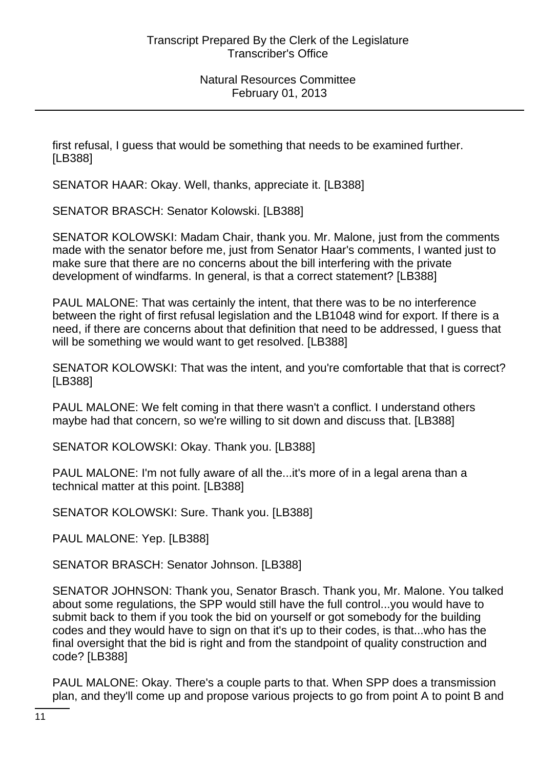first refusal, I guess that would be something that needs to be examined further. [LB388]

SENATOR HAAR: Okay. Well, thanks, appreciate it. [LB388]

SENATOR BRASCH: Senator Kolowski. [LB388]

SENATOR KOLOWSKI: Madam Chair, thank you. Mr. Malone, just from the comments made with the senator before me, just from Senator Haar's comments, I wanted just to make sure that there are no concerns about the bill interfering with the private development of windfarms. In general, is that a correct statement? [LB388]

PAUL MALONE: That was certainly the intent, that there was to be no interference between the right of first refusal legislation and the LB1048 wind for export. If there is a need, if there are concerns about that definition that need to be addressed, I guess that will be something we would want to get resolved. [LB388]

SENATOR KOLOWSKI: That was the intent, and you're comfortable that that is correct? [LB388]

PAUL MALONE: We felt coming in that there wasn't a conflict. I understand others maybe had that concern, so we're willing to sit down and discuss that. [LB388]

SENATOR KOLOWSKI: Okay. Thank you. [LB388]

PAUL MALONE: I'm not fully aware of all the...it's more of in a legal arena than a technical matter at this point. [LB388]

SENATOR KOLOWSKI: Sure. Thank you. [LB388]

PAUL MALONE: Yep. [LB388]

SENATOR BRASCH: Senator Johnson. [LB388]

SENATOR JOHNSON: Thank you, Senator Brasch. Thank you, Mr. Malone. You talked about some regulations, the SPP would still have the full control...you would have to submit back to them if you took the bid on yourself or got somebody for the building codes and they would have to sign on that it's up to their codes, is that...who has the final oversight that the bid is right and from the standpoint of quality construction and code? [LB388]

PAUL MALONE: Okay. There's a couple parts to that. When SPP does a transmission plan, and they'll come up and propose various projects to go from point A to point B and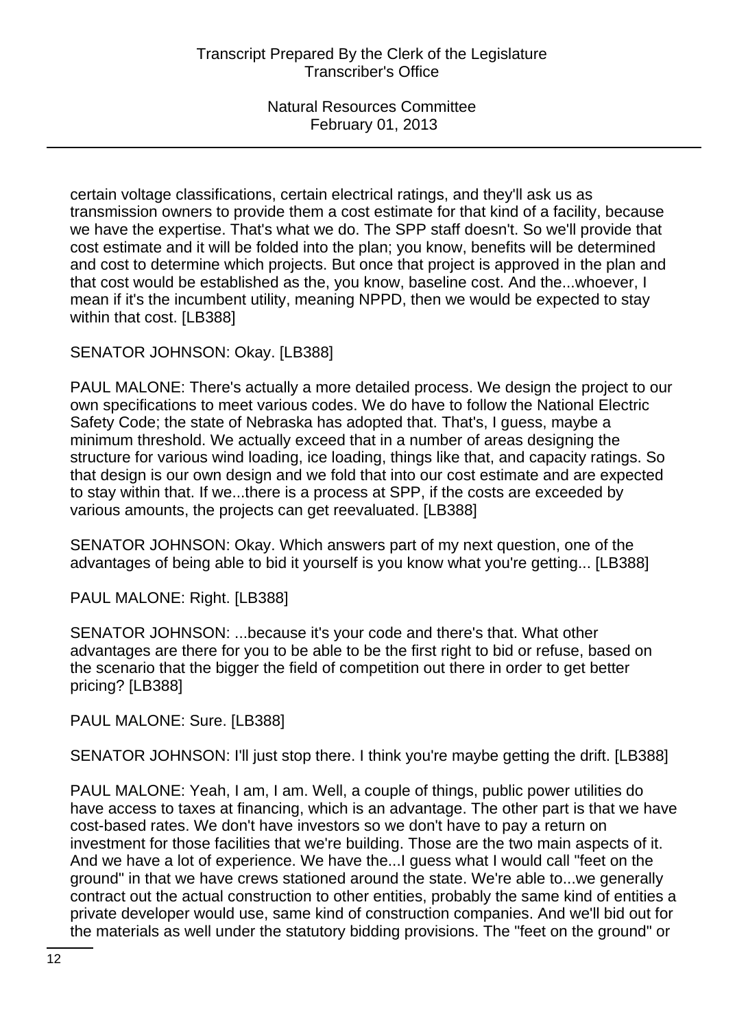certain voltage classifications, certain electrical ratings, and they'll ask us as transmission owners to provide them a cost estimate for that kind of a facility, because we have the expertise. That's what we do. The SPP staff doesn't. So we'll provide that cost estimate and it will be folded into the plan; you know, benefits will be determined and cost to determine which projects. But once that project is approved in the plan and that cost would be established as the, you know, baseline cost. And the...whoever, I mean if it's the incumbent utility, meaning NPPD, then we would be expected to stay within that cost. [LB388]

SENATOR JOHNSON: Okay. [LB388]

PAUL MALONE: There's actually a more detailed process. We design the project to our own specifications to meet various codes. We do have to follow the National Electric Safety Code; the state of Nebraska has adopted that. That's, I guess, maybe a minimum threshold. We actually exceed that in a number of areas designing the structure for various wind loading, ice loading, things like that, and capacity ratings. So that design is our own design and we fold that into our cost estimate and are expected to stay within that. If we...there is a process at SPP, if the costs are exceeded by various amounts, the projects can get reevaluated. [LB388]

SENATOR JOHNSON: Okay. Which answers part of my next question, one of the advantages of being able to bid it yourself is you know what you're getting... [LB388]

PAUL MALONE: Right. [LB388]

SENATOR JOHNSON: ...because it's your code and there's that. What other advantages are there for you to be able to be the first right to bid or refuse, based on the scenario that the bigger the field of competition out there in order to get better pricing? [LB388]

PAUL MALONE: Sure. [LB388]

SENATOR JOHNSON: I'll just stop there. I think you're maybe getting the drift. [LB388]

PAUL MALONE: Yeah, I am, I am. Well, a couple of things, public power utilities do have access to taxes at financing, which is an advantage. The other part is that we have cost-based rates. We don't have investors so we don't have to pay a return on investment for those facilities that we're building. Those are the two main aspects of it. And we have a lot of experience. We have the...I guess what I would call "feet on the ground" in that we have crews stationed around the state. We're able to...we generally contract out the actual construction to other entities, probably the same kind of entities a private developer would use, same kind of construction companies. And we'll bid out for the materials as well under the statutory bidding provisions. The "feet on the ground" or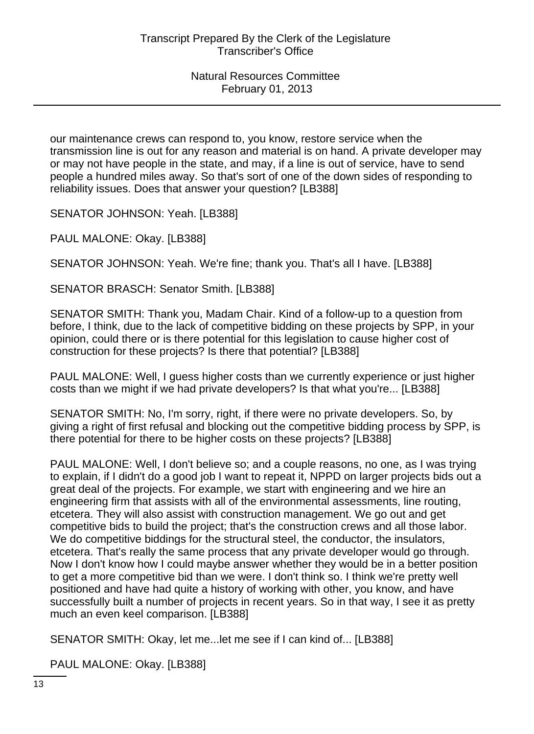our maintenance crews can respond to, you know, restore service when the transmission line is out for any reason and material is on hand. A private developer may or may not have people in the state, and may, if a line is out of service, have to send people a hundred miles away. So that's sort of one of the down sides of responding to reliability issues. Does that answer your question? [LB388]

SENATOR JOHNSON: Yeah. [LB388]

PAUL MALONE: Okay. [LB388]

SENATOR JOHNSON: Yeah. We're fine; thank you. That's all I have. [LB388]

SENATOR BRASCH: Senator Smith. [LB388]

SENATOR SMITH: Thank you, Madam Chair. Kind of a follow-up to a question from before, I think, due to the lack of competitive bidding on these projects by SPP, in your opinion, could there or is there potential for this legislation to cause higher cost of construction for these projects? Is there that potential? [LB388]

PAUL MALONE: Well, I guess higher costs than we currently experience or just higher costs than we might if we had private developers? Is that what you're... [LB388]

SENATOR SMITH: No, I'm sorry, right, if there were no private developers. So, by giving a right of first refusal and blocking out the competitive bidding process by SPP, is there potential for there to be higher costs on these projects? [LB388]

PAUL MALONE: Well, I don't believe so; and a couple reasons, no one, as I was trying to explain, if I didn't do a good job I want to repeat it, NPPD on larger projects bids out a great deal of the projects. For example, we start with engineering and we hire an engineering firm that assists with all of the environmental assessments, line routing, etcetera. They will also assist with construction management. We go out and get competitive bids to build the project; that's the construction crews and all those labor. We do competitive biddings for the structural steel, the conductor, the insulators, etcetera. That's really the same process that any private developer would go through. Now I don't know how I could maybe answer whether they would be in a better position to get a more competitive bid than we were. I don't think so. I think we're pretty well positioned and have had quite a history of working with other, you know, and have successfully built a number of projects in recent years. So in that way, I see it as pretty much an even keel comparison. [LB388]

SENATOR SMITH: Okay, let me...let me see if I can kind of... [LB388]

PAUL MALONE: Okay. [LB388]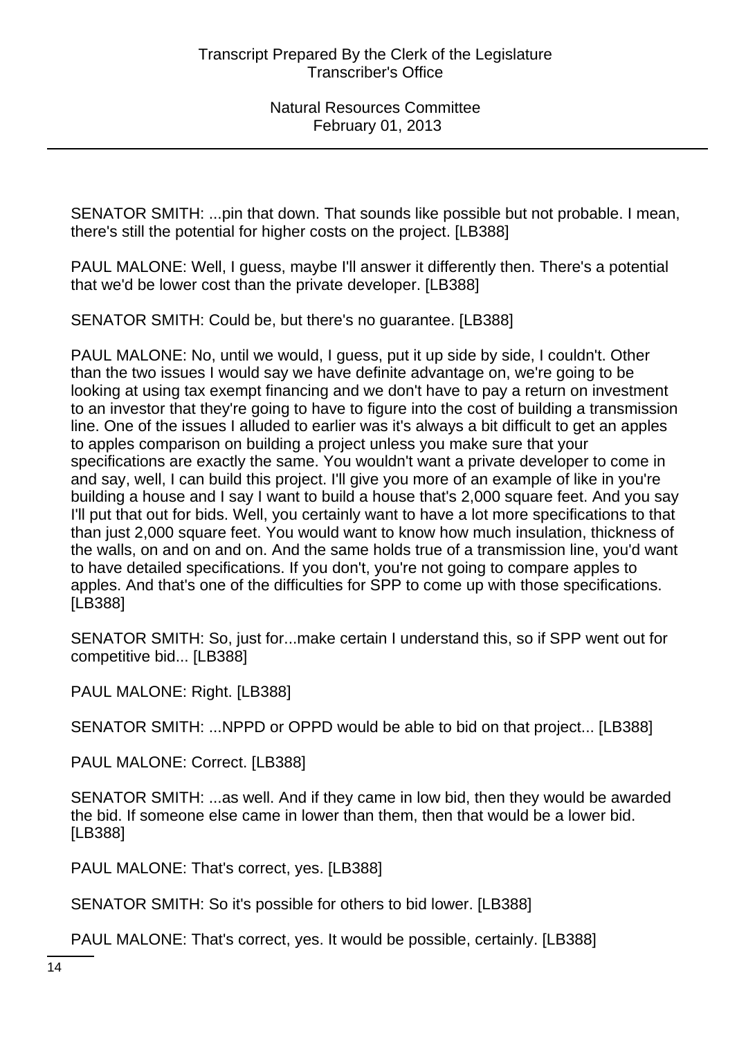SENATOR SMITH: ...pin that down. That sounds like possible but not probable. I mean, there's still the potential for higher costs on the project. [LB388]

PAUL MALONE: Well, I guess, maybe I'll answer it differently then. There's a potential that we'd be lower cost than the private developer. [LB388]

SENATOR SMITH: Could be, but there's no guarantee. [LB388]

PAUL MALONE: No, until we would, I guess, put it up side by side, I couldn't. Other than the two issues I would say we have definite advantage on, we're going to be looking at using tax exempt financing and we don't have to pay a return on investment to an investor that they're going to have to figure into the cost of building a transmission line. One of the issues I alluded to earlier was it's always a bit difficult to get an apples to apples comparison on building a project unless you make sure that your specifications are exactly the same. You wouldn't want a private developer to come in and say, well, I can build this project. I'll give you more of an example of like in you're building a house and I say I want to build a house that's 2,000 square feet. And you say I'll put that out for bids. Well, you certainly want to have a lot more specifications to that than just 2,000 square feet. You would want to know how much insulation, thickness of the walls, on and on and on. And the same holds true of a transmission line, you'd want to have detailed specifications. If you don't, you're not going to compare apples to apples. And that's one of the difficulties for SPP to come up with those specifications. [LB388]

SENATOR SMITH: So, just for...make certain I understand this, so if SPP went out for competitive bid... [LB388]

PAUL MALONE: Right. [LB388]

SENATOR SMITH: ...NPPD or OPPD would be able to bid on that project... [LB388]

PAUL MALONE: Correct. [LB388]

SENATOR SMITH: ...as well. And if they came in low bid, then they would be awarded the bid. If someone else came in lower than them, then that would be a lower bid. [LB388]

PAUL MALONE: That's correct, yes. [LB388]

SENATOR SMITH: So it's possible for others to bid lower. [LB388]

PAUL MALONE: That's correct, yes. It would be possible, certainly. [LB388]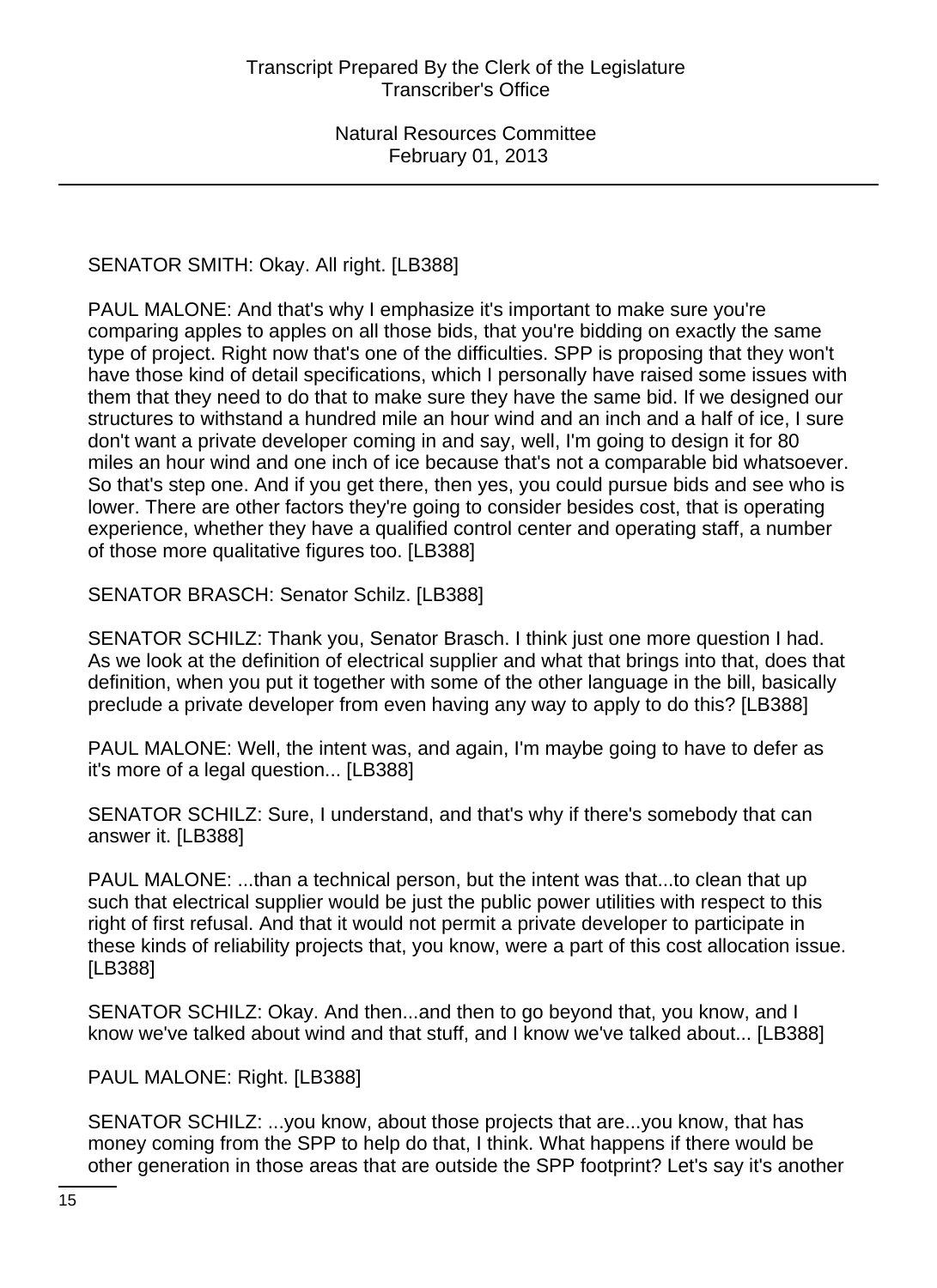SENATOR SMITH: Okay. All right. [LB388]

PAUL MALONE: And that's why I emphasize it's important to make sure you're comparing apples to apples on all those bids, that you're bidding on exactly the same type of project. Right now that's one of the difficulties. SPP is proposing that they won't have those kind of detail specifications, which I personally have raised some issues with them that they need to do that to make sure they have the same bid. If we designed our structures to withstand a hundred mile an hour wind and an inch and a half of ice, I sure don't want a private developer coming in and say, well, I'm going to design it for 80 miles an hour wind and one inch of ice because that's not a comparable bid whatsoever. So that's step one. And if you get there, then yes, you could pursue bids and see who is lower. There are other factors they're going to consider besides cost, that is operating experience, whether they have a qualified control center and operating staff, a number of those more qualitative figures too. [LB388]

SENATOR BRASCH: Senator Schilz. [LB388]

SENATOR SCHILZ: Thank you, Senator Brasch. I think just one more question I had. As we look at the definition of electrical supplier and what that brings into that, does that definition, when you put it together with some of the other language in the bill, basically preclude a private developer from even having any way to apply to do this? [LB388]

PAUL MALONE: Well, the intent was, and again, I'm maybe going to have to defer as it's more of a legal question... [LB388]

SENATOR SCHILZ: Sure, I understand, and that's why if there's somebody that can answer it. [LB388]

PAUL MALONE: ...than a technical person, but the intent was that...to clean that up such that electrical supplier would be just the public power utilities with respect to this right of first refusal. And that it would not permit a private developer to participate in these kinds of reliability projects that, you know, were a part of this cost allocation issue. [LB388]

SENATOR SCHILZ: Okay. And then...and then to go beyond that, you know, and I know we've talked about wind and that stuff, and I know we've talked about... [LB388]

PAUL MALONE: Right. [LB388]

SENATOR SCHILZ: ...you know, about those projects that are...you know, that has money coming from the SPP to help do that, I think. What happens if there would be other generation in those areas that are outside the SPP footprint? Let's say it's another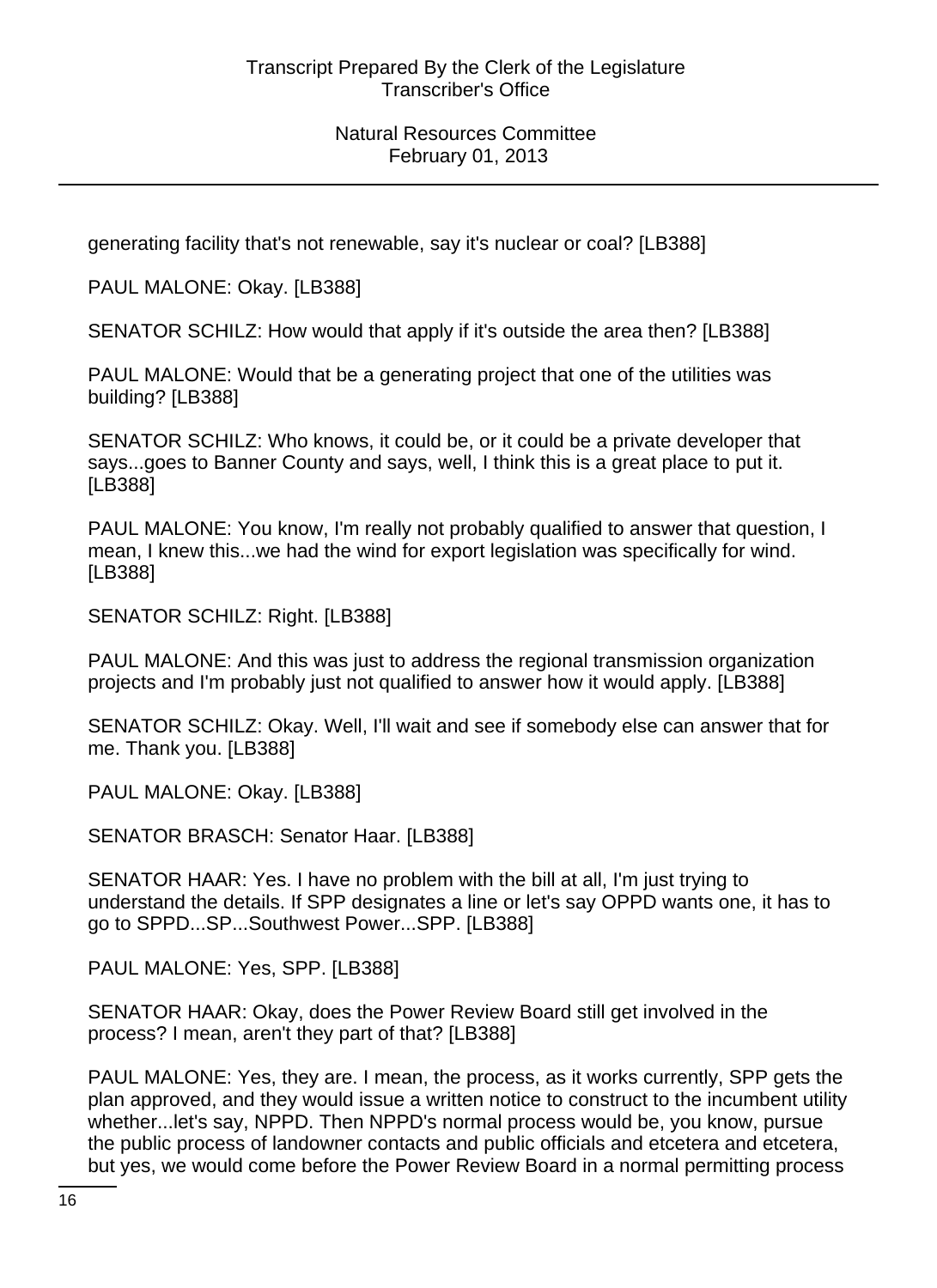generating facility that's not renewable, say it's nuclear or coal? [LB388]

PAUL MALONE: Okay. [LB388]

SENATOR SCHILZ: How would that apply if it's outside the area then? [LB388]

PAUL MALONE: Would that be a generating project that one of the utilities was building? [LB388]

SENATOR SCHILZ: Who knows, it could be, or it could be a private developer that says...goes to Banner County and says, well, I think this is a great place to put it. [LB388]

PAUL MALONE: You know, I'm really not probably qualified to answer that question, I mean, I knew this...we had the wind for export legislation was specifically for wind. [LB388]

SENATOR SCHILZ: Right. [LB388]

PAUL MALONE: And this was just to address the regional transmission organization projects and I'm probably just not qualified to answer how it would apply. [LB388]

SENATOR SCHILZ: Okay. Well, I'll wait and see if somebody else can answer that for me. Thank you. [LB388]

PAUL MALONE: Okay. [LB388]

SENATOR BRASCH: Senator Haar. [LB388]

SENATOR HAAR: Yes. I have no problem with the bill at all, I'm just trying to understand the details. If SPP designates a line or let's say OPPD wants one, it has to go to SPPD...SP...Southwest Power...SPP. [LB388]

PAUL MALONE: Yes, SPP. [LB388]

SENATOR HAAR: Okay, does the Power Review Board still get involved in the process? I mean, aren't they part of that? [LB388]

PAUL MALONE: Yes, they are. I mean, the process, as it works currently, SPP gets the plan approved, and they would issue a written notice to construct to the incumbent utility whether...let's say, NPPD. Then NPPD's normal process would be, you know, pursue the public process of landowner contacts and public officials and etcetera and etcetera, but yes, we would come before the Power Review Board in a normal permitting process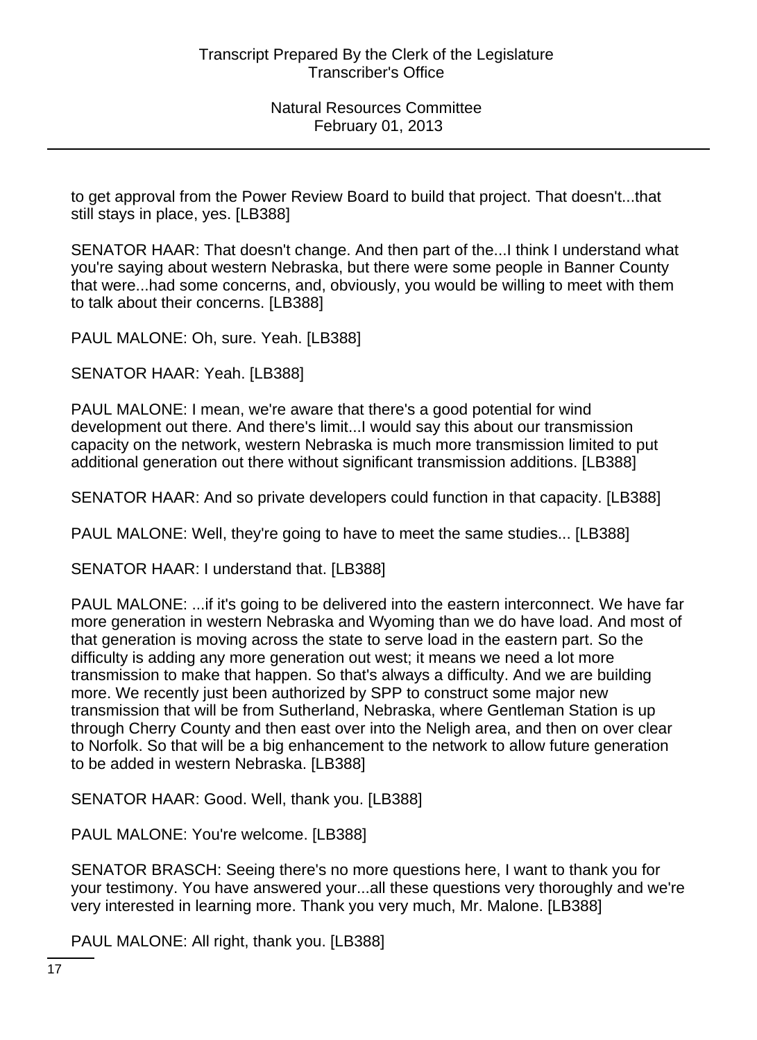to get approval from the Power Review Board to build that project. That doesn't...that still stays in place, yes. [LB388]

SENATOR HAAR: That doesn't change. And then part of the...I think I understand what you're saying about western Nebraska, but there were some people in Banner County that were...had some concerns, and, obviously, you would be willing to meet with them to talk about their concerns. [LB388]

PAUL MALONE: Oh, sure. Yeah. [LB388]

SENATOR HAAR: Yeah. [LB388]

PAUL MALONE: I mean, we're aware that there's a good potential for wind development out there. And there's limit...I would say this about our transmission capacity on the network, western Nebraska is much more transmission limited to put additional generation out there without significant transmission additions. [LB388]

SENATOR HAAR: And so private developers could function in that capacity. [LB388]

PAUL MALONE: Well, they're going to have to meet the same studies... [LB388]

SENATOR HAAR: I understand that. [LB388]

PAUL MALONE: ...if it's going to be delivered into the eastern interconnect. We have far more generation in western Nebraska and Wyoming than we do have load. And most of that generation is moving across the state to serve load in the eastern part. So the difficulty is adding any more generation out west; it means we need a lot more transmission to make that happen. So that's always a difficulty. And we are building more. We recently just been authorized by SPP to construct some major new transmission that will be from Sutherland, Nebraska, where Gentleman Station is up through Cherry County and then east over into the Neligh area, and then on over clear to Norfolk. So that will be a big enhancement to the network to allow future generation to be added in western Nebraska. [LB388]

SENATOR HAAR: Good. Well, thank you. [LB388]

PAUL MALONE: You're welcome. [LB388]

SENATOR BRASCH: Seeing there's no more questions here, I want to thank you for your testimony. You have answered your...all these questions very thoroughly and we're very interested in learning more. Thank you very much, Mr. Malone. [LB388]

PAUL MALONE: All right, thank you. [LB388]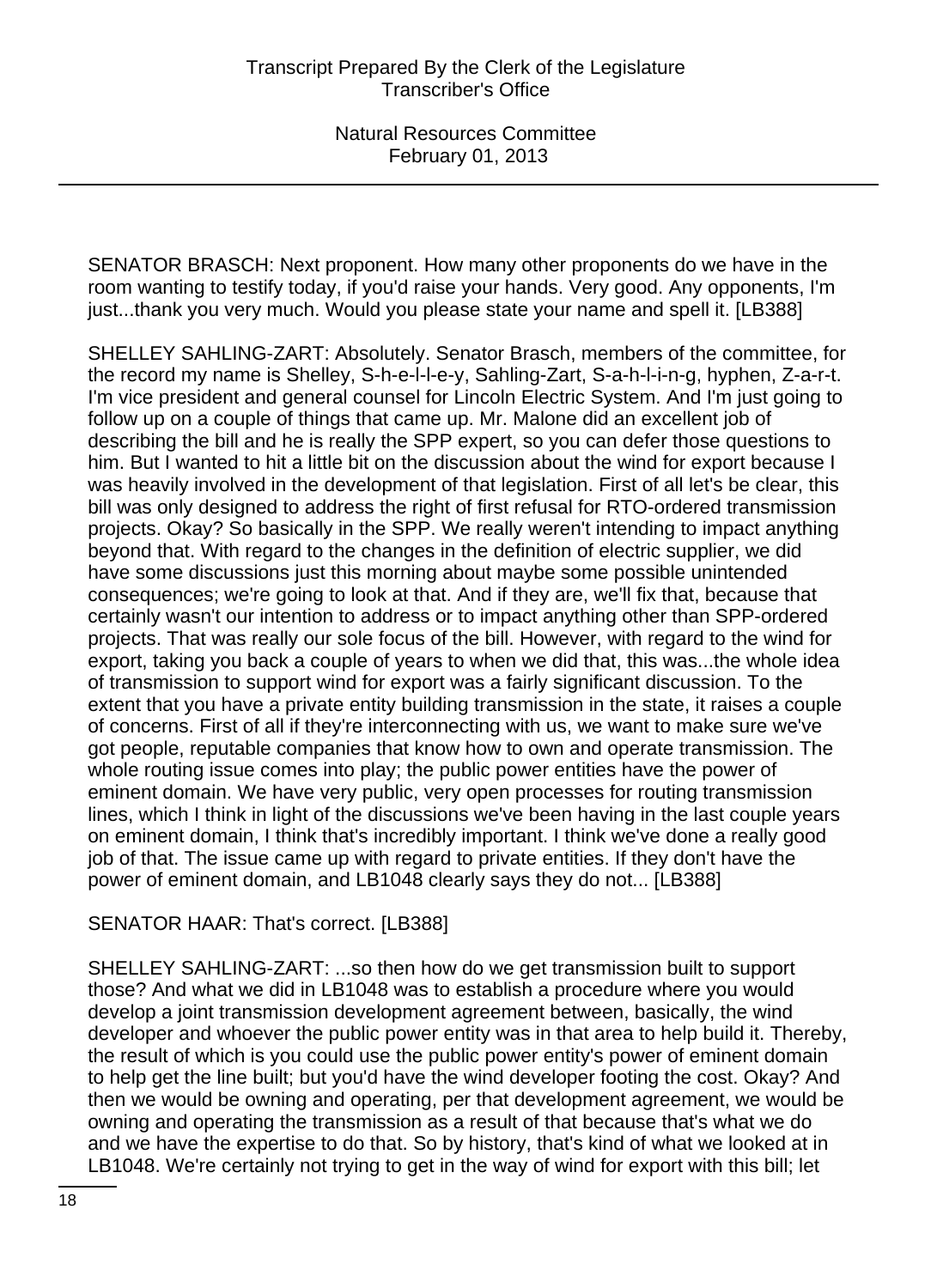SENATOR BRASCH: Next proponent. How many other proponents do we have in the room wanting to testify today, if you'd raise your hands. Very good. Any opponents, I'm just...thank you very much. Would you please state your name and spell it. [LB388]

SHELLEY SAHLING-ZART: Absolutely. Senator Brasch, members of the committee, for the record my name is Shelley, S-h-e-l-l-e-y, Sahling-Zart, S-a-h-l-i-n-g, hyphen, Z-a-r-t. I'm vice president and general counsel for Lincoln Electric System. And I'm just going to follow up on a couple of things that came up. Mr. Malone did an excellent job of describing the bill and he is really the SPP expert, so you can defer those questions to him. But I wanted to hit a little bit on the discussion about the wind for export because I was heavily involved in the development of that legislation. First of all let's be clear, this bill was only designed to address the right of first refusal for RTO-ordered transmission projects. Okay? So basically in the SPP. We really weren't intending to impact anything beyond that. With regard to the changes in the definition of electric supplier, we did have some discussions just this morning about maybe some possible unintended consequences; we're going to look at that. And if they are, we'll fix that, because that certainly wasn't our intention to address or to impact anything other than SPP-ordered projects. That was really our sole focus of the bill. However, with regard to the wind for export, taking you back a couple of years to when we did that, this was...the whole idea of transmission to support wind for export was a fairly significant discussion. To the extent that you have a private entity building transmission in the state, it raises a couple of concerns. First of all if they're interconnecting with us, we want to make sure we've got people, reputable companies that know how to own and operate transmission. The whole routing issue comes into play; the public power entities have the power of eminent domain. We have very public, very open processes for routing transmission lines, which I think in light of the discussions we've been having in the last couple years on eminent domain, I think that's incredibly important. I think we've done a really good job of that. The issue came up with regard to private entities. If they don't have the power of eminent domain, and LB1048 clearly says they do not... [LB388]

SENATOR HAAR: That's correct. [LB388]

SHELLEY SAHLING-ZART: ...so then how do we get transmission built to support those? And what we did in LB1048 was to establish a procedure where you would develop a joint transmission development agreement between, basically, the wind developer and whoever the public power entity was in that area to help build it. Thereby, the result of which is you could use the public power entity's power of eminent domain to help get the line built; but you'd have the wind developer footing the cost. Okay? And then we would be owning and operating, per that development agreement, we would be owning and operating the transmission as a result of that because that's what we do and we have the expertise to do that. So by history, that's kind of what we looked at in LB1048. We're certainly not trying to get in the way of wind for export with this bill; let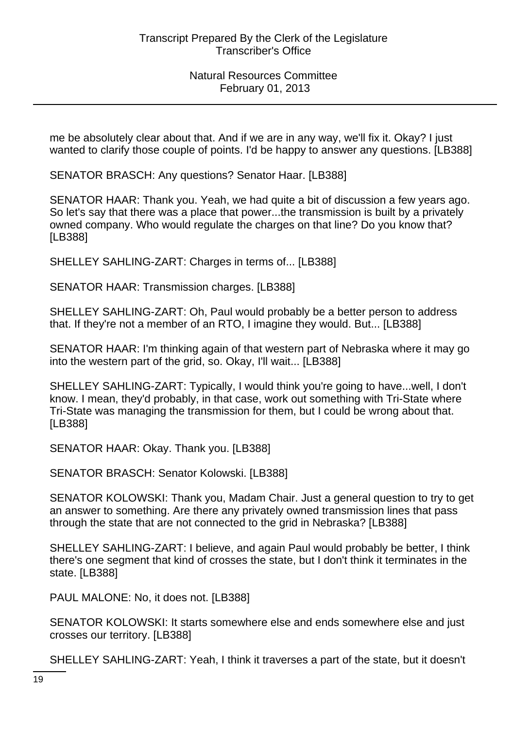me be absolutely clear about that. And if we are in any way, we'll fix it. Okay? I just wanted to clarify those couple of points. I'd be happy to answer any questions. [LB388]

SENATOR BRASCH: Any questions? Senator Haar. [LB388]

SENATOR HAAR: Thank you. Yeah, we had quite a bit of discussion a few years ago. So let's say that there was a place that power...the transmission is built by a privately owned company. Who would regulate the charges on that line? Do you know that? [LB388]

SHELLEY SAHLING-ZART: Charges in terms of... [LB388]

SENATOR HAAR: Transmission charges. [LB388]

SHELLEY SAHLING-ZART: Oh, Paul would probably be a better person to address that. If they're not a member of an RTO, I imagine they would. But... [LB388]

SENATOR HAAR: I'm thinking again of that western part of Nebraska where it may go into the western part of the grid, so. Okay, I'll wait... [LB388]

SHELLEY SAHLING-ZART: Typically, I would think you're going to have...well, I don't know. I mean, they'd probably, in that case, work out something with Tri-State where Tri-State was managing the transmission for them, but I could be wrong about that. [LB388]

SENATOR HAAR: Okay. Thank you. [LB388]

SENATOR BRASCH: Senator Kolowski. [LB388]

SENATOR KOLOWSKI: Thank you, Madam Chair. Just a general question to try to get an answer to something. Are there any privately owned transmission lines that pass through the state that are not connected to the grid in Nebraska? [LB388]

SHELLEY SAHLING-ZART: I believe, and again Paul would probably be better, I think there's one segment that kind of crosses the state, but I don't think it terminates in the state. [LB388]

PAUL MALONE: No, it does not. [LB388]

SENATOR KOLOWSKI: It starts somewhere else and ends somewhere else and just crosses our territory. [LB388]

SHELLEY SAHLING-ZART: Yeah, I think it traverses a part of the state, but it doesn't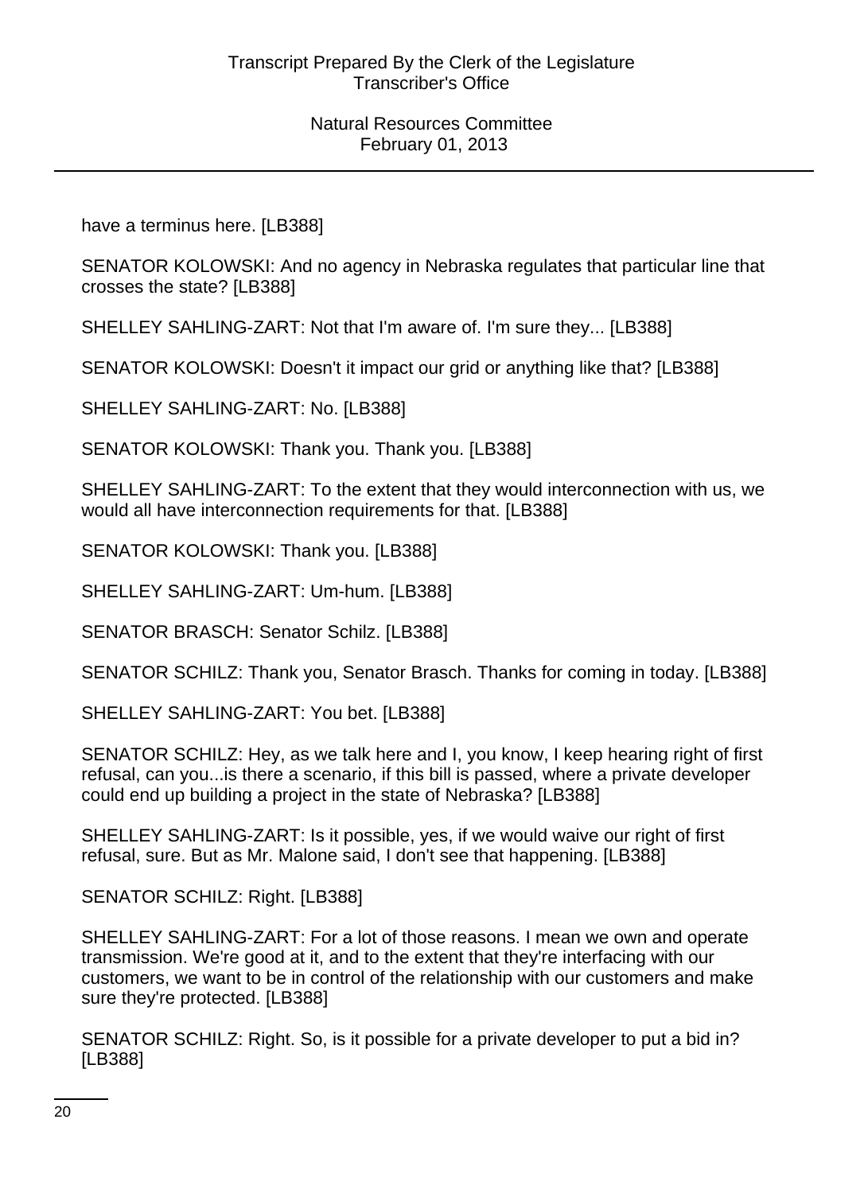have a terminus here. [LB388]

SENATOR KOLOWSKI: And no agency in Nebraska regulates that particular line that crosses the state? [LB388]

SHELLEY SAHLING-ZART: Not that I'm aware of. I'm sure they... [LB388]

SENATOR KOLOWSKI: Doesn't it impact our grid or anything like that? [LB388]

SHELLEY SAHLING-ZART: No. [LB388]

SENATOR KOLOWSKI: Thank you. Thank you. [LB388]

SHELLEY SAHLING-ZART: To the extent that they would interconnection with us, we would all have interconnection requirements for that. [LB388]

SENATOR KOLOWSKI: Thank you. [LB388]

SHELLEY SAHLING-ZART: Um-hum. [LB388]

SENATOR BRASCH: Senator Schilz. [LB388]

SENATOR SCHILZ: Thank you, Senator Brasch. Thanks for coming in today. [LB388]

SHELLEY SAHLING-ZART: You bet. [LB388]

SENATOR SCHILZ: Hey, as we talk here and I, you know, I keep hearing right of first refusal, can you...is there a scenario, if this bill is passed, where a private developer could end up building a project in the state of Nebraska? [LB388]

SHELLEY SAHLING-ZART: Is it possible, yes, if we would waive our right of first refusal, sure. But as Mr. Malone said, I don't see that happening. [LB388]

SENATOR SCHILZ: Right. [LB388]

SHELLEY SAHLING-ZART: For a lot of those reasons. I mean we own and operate transmission. We're good at it, and to the extent that they're interfacing with our customers, we want to be in control of the relationship with our customers and make sure they're protected. [LB388]

SENATOR SCHILZ: Right. So, is it possible for a private developer to put a bid in? [LB388]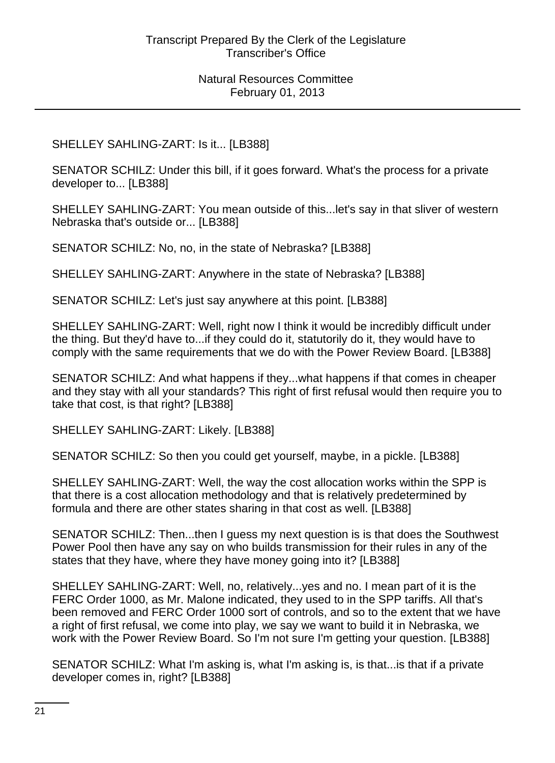SHELLEY SAHLING-ZART: Is it... [LB388]

SENATOR SCHILZ: Under this bill, if it goes forward. What's the process for a private developer to... [LB388]

SHELLEY SAHLING-ZART: You mean outside of this...let's say in that sliver of western Nebraska that's outside or... [LB388]

SENATOR SCHILZ: No, no, in the state of Nebraska? [LB388]

SHELLEY SAHLING-ZART: Anywhere in the state of Nebraska? [LB388]

SENATOR SCHILZ: Let's just say anywhere at this point. [LB388]

SHELLEY SAHLING-ZART: Well, right now I think it would be incredibly difficult under the thing. But they'd have to...if they could do it, statutorily do it, they would have to comply with the same requirements that we do with the Power Review Board. [LB388]

SENATOR SCHILZ: And what happens if they...what happens if that comes in cheaper and they stay with all your standards? This right of first refusal would then require you to take that cost, is that right? [LB388]

SHELLEY SAHLING-ZART: Likely. [LB388]

SENATOR SCHILZ: So then you could get yourself, maybe, in a pickle. [LB388]

SHELLEY SAHLING-ZART: Well, the way the cost allocation works within the SPP is that there is a cost allocation methodology and that is relatively predetermined by formula and there are other states sharing in that cost as well. [LB388]

SENATOR SCHILZ: Then...then I guess my next question is is that does the Southwest Power Pool then have any say on who builds transmission for their rules in any of the states that they have, where they have money going into it? [LB388]

SHELLEY SAHLING-ZART: Well, no, relatively...yes and no. I mean part of it is the FERC Order 1000, as Mr. Malone indicated, they used to in the SPP tariffs. All that's been removed and FERC Order 1000 sort of controls, and so to the extent that we have a right of first refusal, we come into play, we say we want to build it in Nebraska, we work with the Power Review Board. So I'm not sure I'm getting your question. [LB388]

SENATOR SCHILZ: What I'm asking is, what I'm asking is, is that...is that if a private developer comes in, right? [LB388]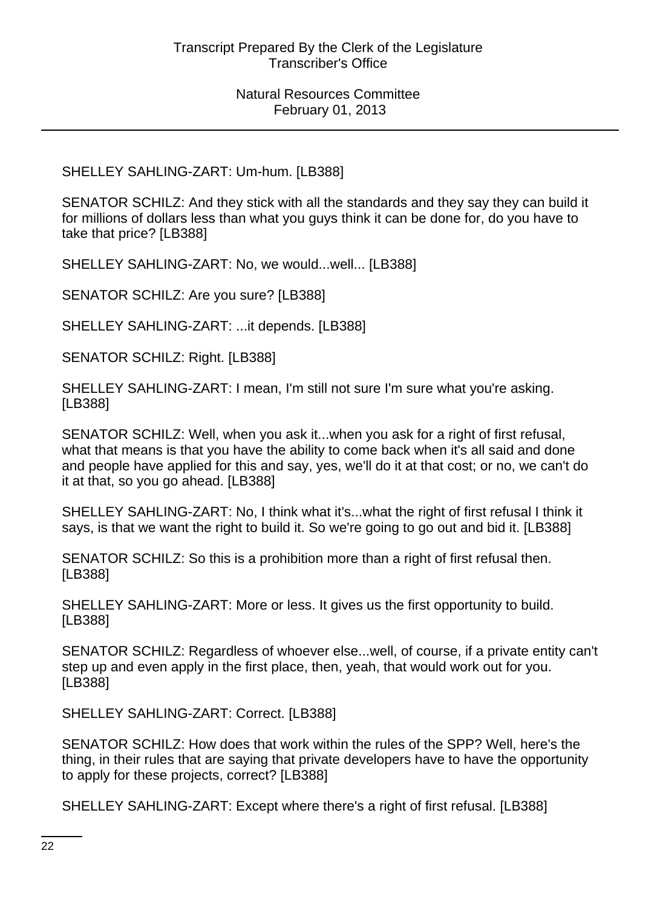SHELLEY SAHLING-ZART: Um-hum. [LB388]

SENATOR SCHILZ: And they stick with all the standards and they say they can build it for millions of dollars less than what you guys think it can be done for, do you have to take that price? [LB388]

SHELLEY SAHLING-ZART: No, we would...well... [LB388]

SENATOR SCHILZ: Are you sure? [LB388]

SHELLEY SAHLING-ZART: ...it depends. [LB388]

SENATOR SCHILZ: Right. [LB388]

SHELLEY SAHLING-ZART: I mean, I'm still not sure I'm sure what you're asking. [LB388]

SENATOR SCHILZ: Well, when you ask it...when you ask for a right of first refusal, what that means is that you have the ability to come back when it's all said and done and people have applied for this and say, yes, we'll do it at that cost; or no, we can't do it at that, so you go ahead. [LB388]

SHELLEY SAHLING-ZART: No, I think what it's...what the right of first refusal I think it says, is that we want the right to build it. So we're going to go out and bid it. [LB388]

SENATOR SCHILZ: So this is a prohibition more than a right of first refusal then. [LB388]

SHELLEY SAHLING-ZART: More or less. It gives us the first opportunity to build. [LB388]

SENATOR SCHILZ: Regardless of whoever else...well, of course, if a private entity can't step up and even apply in the first place, then, yeah, that would work out for you. [LB388]

SHELLEY SAHLING-ZART: Correct. [LB388]

SENATOR SCHILZ: How does that work within the rules of the SPP? Well, here's the thing, in their rules that are saying that private developers have to have the opportunity to apply for these projects, correct? [LB388]

SHELLEY SAHLING-ZART: Except where there's a right of first refusal. [LB388]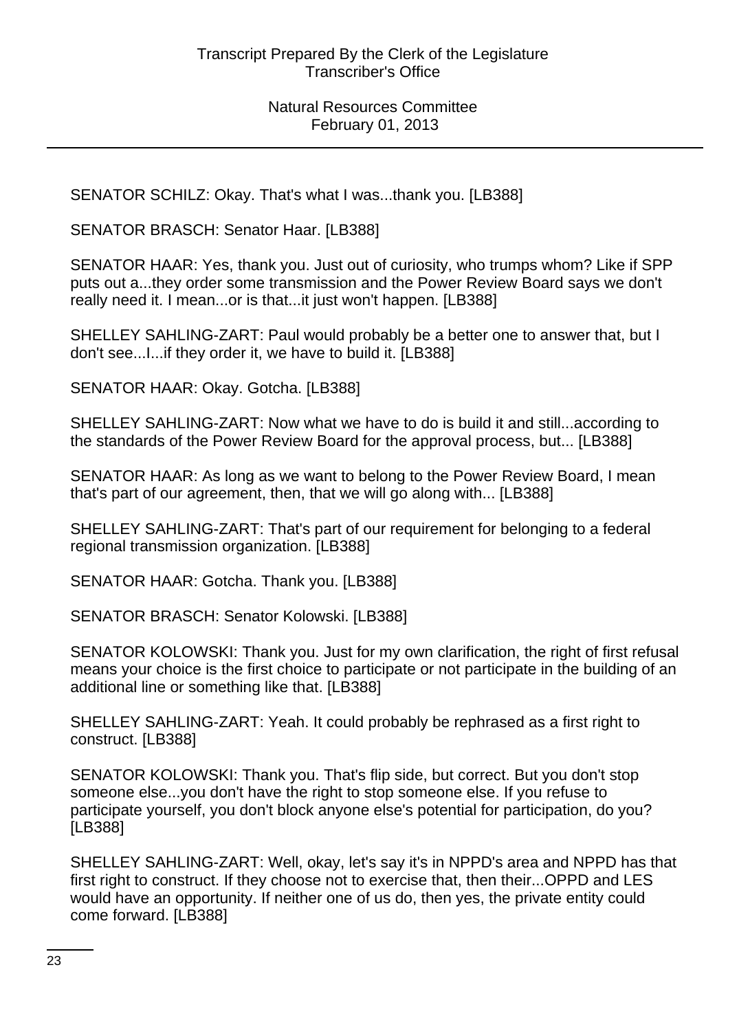SENATOR SCHILZ: Okay. That's what I was...thank you. [LB388]

SENATOR BRASCH: Senator Haar. [LB388]

SENATOR HAAR: Yes, thank you. Just out of curiosity, who trumps whom? Like if SPP puts out a...they order some transmission and the Power Review Board says we don't really need it. I mean...or is that...it just won't happen. [LB388]

SHELLEY SAHLING-ZART: Paul would probably be a better one to answer that, but I don't see...I...if they order it, we have to build it. [LB388]

SENATOR HAAR: Okay. Gotcha. [LB388]

SHELLEY SAHLING-ZART: Now what we have to do is build it and still...according to the standards of the Power Review Board for the approval process, but... [LB388]

SENATOR HAAR: As long as we want to belong to the Power Review Board, I mean that's part of our agreement, then, that we will go along with... [LB388]

SHELLEY SAHLING-ZART: That's part of our requirement for belonging to a federal regional transmission organization. [LB388]

SENATOR HAAR: Gotcha. Thank you. [LB388]

SENATOR BRASCH: Senator Kolowski. [LB388]

SENATOR KOLOWSKI: Thank you. Just for my own clarification, the right of first refusal means your choice is the first choice to participate or not participate in the building of an additional line or something like that. [LB388]

SHELLEY SAHLING-ZART: Yeah. It could probably be rephrased as a first right to construct. [LB388]

SENATOR KOLOWSKI: Thank you. That's flip side, but correct. But you don't stop someone else...you don't have the right to stop someone else. If you refuse to participate yourself, you don't block anyone else's potential for participation, do you? [LB388]

SHELLEY SAHLING-ZART: Well, okay, let's say it's in NPPD's area and NPPD has that first right to construct. If they choose not to exercise that, then their...OPPD and LES would have an opportunity. If neither one of us do, then yes, the private entity could come forward. [LB388]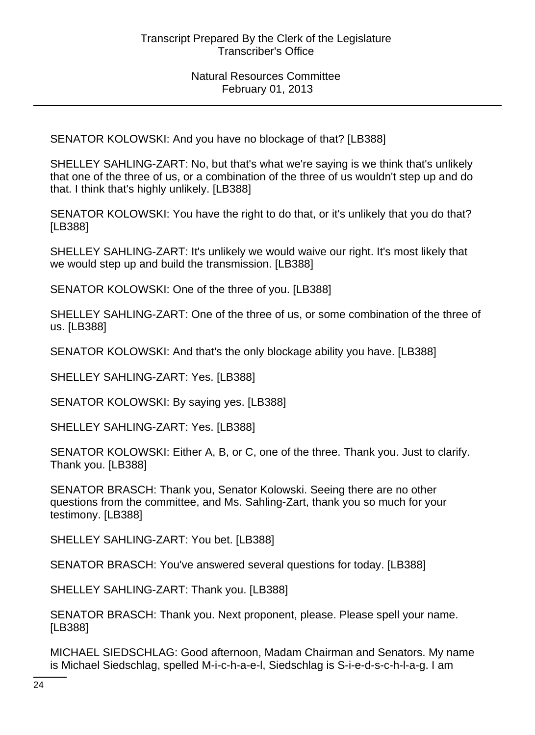SENATOR KOLOWSKI: And you have no blockage of that? [LB388]

SHELLEY SAHLING-ZART: No, but that's what we're saying is we think that's unlikely that one of the three of us, or a combination of the three of us wouldn't step up and do that. I think that's highly unlikely. [LB388]

SENATOR KOLOWSKI: You have the right to do that, or it's unlikely that you do that? [LB388]

SHELLEY SAHLING-ZART: It's unlikely we would waive our right. It's most likely that we would step up and build the transmission. [LB388]

SENATOR KOLOWSKI: One of the three of you. [LB388]

SHELLEY SAHLING-ZART: One of the three of us, or some combination of the three of us. [LB388]

SENATOR KOLOWSKI: And that's the only blockage ability you have. [LB388]

SHELLEY SAHLING-ZART: Yes. [LB388]

SENATOR KOLOWSKI: By saying yes. [LB388]

SHELLEY SAHLING-ZART: Yes. [LB388]

SENATOR KOLOWSKI: Either A, B, or C, one of the three. Thank you. Just to clarify. Thank you. [LB388]

SENATOR BRASCH: Thank you, Senator Kolowski. Seeing there are no other questions from the committee, and Ms. Sahling-Zart, thank you so much for your testimony. [LB388]

SHELLEY SAHLING-ZART: You bet. [LB388]

SENATOR BRASCH: You've answered several questions for today. [LB388]

SHELLEY SAHLING-ZART: Thank you. [LB388]

SENATOR BRASCH: Thank you. Next proponent, please. Please spell your name. [LB388]

MICHAEL SIEDSCHLAG: Good afternoon, Madam Chairman and Senators. My name is Michael Siedschlag, spelled M-i-c-h-a-e-l, Siedschlag is S-i-e-d-s-c-h-l-a-g. I am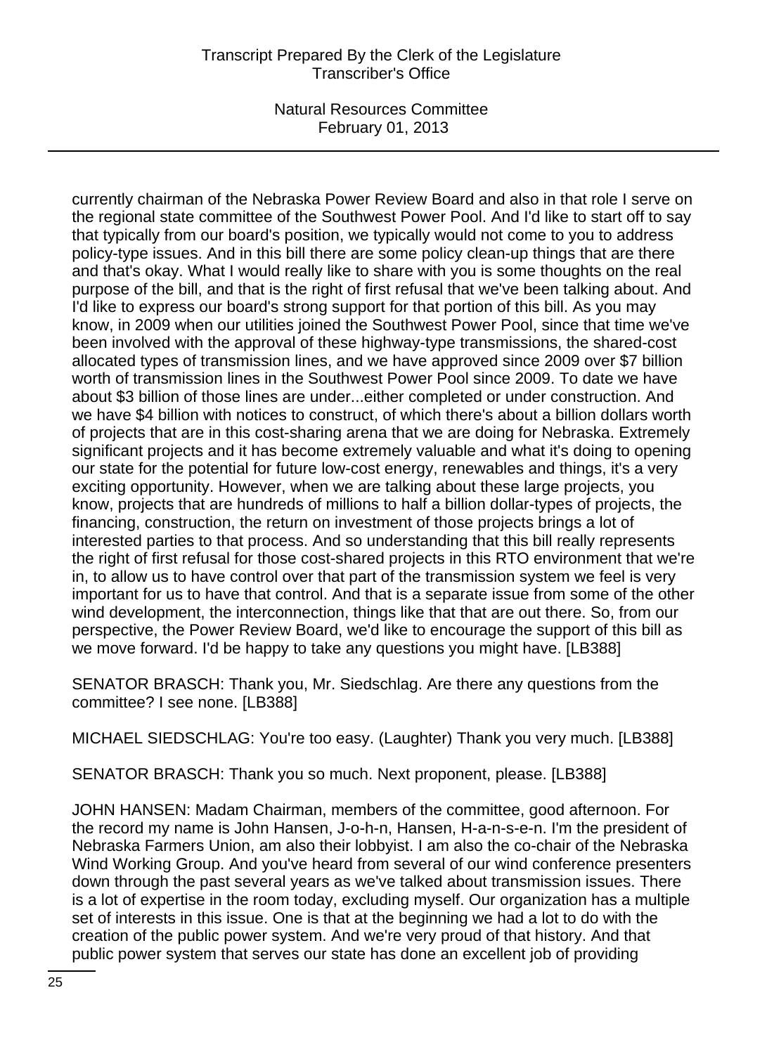currently chairman of the Nebraska Power Review Board and also in that role I serve on the regional state committee of the Southwest Power Pool. And I'd like to start off to say that typically from our board's position, we typically would not come to you to address policy-type issues. And in this bill there are some policy clean-up things that are there and that's okay. What I would really like to share with you is some thoughts on the real purpose of the bill, and that is the right of first refusal that we've been talking about. And I'd like to express our board's strong support for that portion of this bill. As you may know, in 2009 when our utilities joined the Southwest Power Pool, since that time we've been involved with the approval of these highway-type transmissions, the shared-cost allocated types of transmission lines, and we have approved since 2009 over $7 billion worth of transmission lines in the Southwest Power Pool since 2009. To date we have about $3 billion of those lines are under...either completed or under construction. And we have $4 billion with notices to construct, of which there's about a billion dollars worth of projects that are in this cost-sharing arena that we are doing for Nebraska. Extremely significant projects and it has become extremely valuable and what it's doing to opening our state for the potential for future low-cost energy, renewables and things, it's a very exciting opportunity. However, when we are talking about these large projects, you know, projects that are hundreds of millions to half a billion dollar-types of projects, the financing, construction, the return on investment of those projects brings a lot of interested parties to that process. And so understanding that this bill really represents the right of first refusal for those cost-shared projects in this RTO environment that we're in, to allow us to have control over that part of the transmission system we feel is very important for us to have that control. And that is a separate issue from some of the other wind development, the interconnection, things like that that are out there. So, from our perspective, the Power Review Board, we'd like to encourage the support of this bill as we move forward. I'd be happy to take any questions you might have. [LB388]

SENATOR BRASCH: Thank you, Mr. Siedschlag. Are there any questions from the committee? I see none. [LB388]

MICHAEL SIEDSCHLAG: You're too easy. (Laughter) Thank you very much. [LB388]

SENATOR BRASCH: Thank you so much. Next proponent, please. [LB388]

JOHN HANSEN: Madam Chairman, members of the committee, good afternoon. For the record my name is John Hansen, J-o-h-n, Hansen, H-a-n-s-e-n. I'm the president of Nebraska Farmers Union, am also their lobbyist. I am also the co-chair of the Nebraska Wind Working Group. And you've heard from several of our wind conference presenters down through the past several years as we've talked about transmission issues. There is a lot of expertise in the room today, excluding myself. Our organization has a multiple set of interests in this issue. One is that at the beginning we had a lot to do with the creation of the public power system. And we're very proud of that history. And that public power system that serves our state has done an excellent job of providing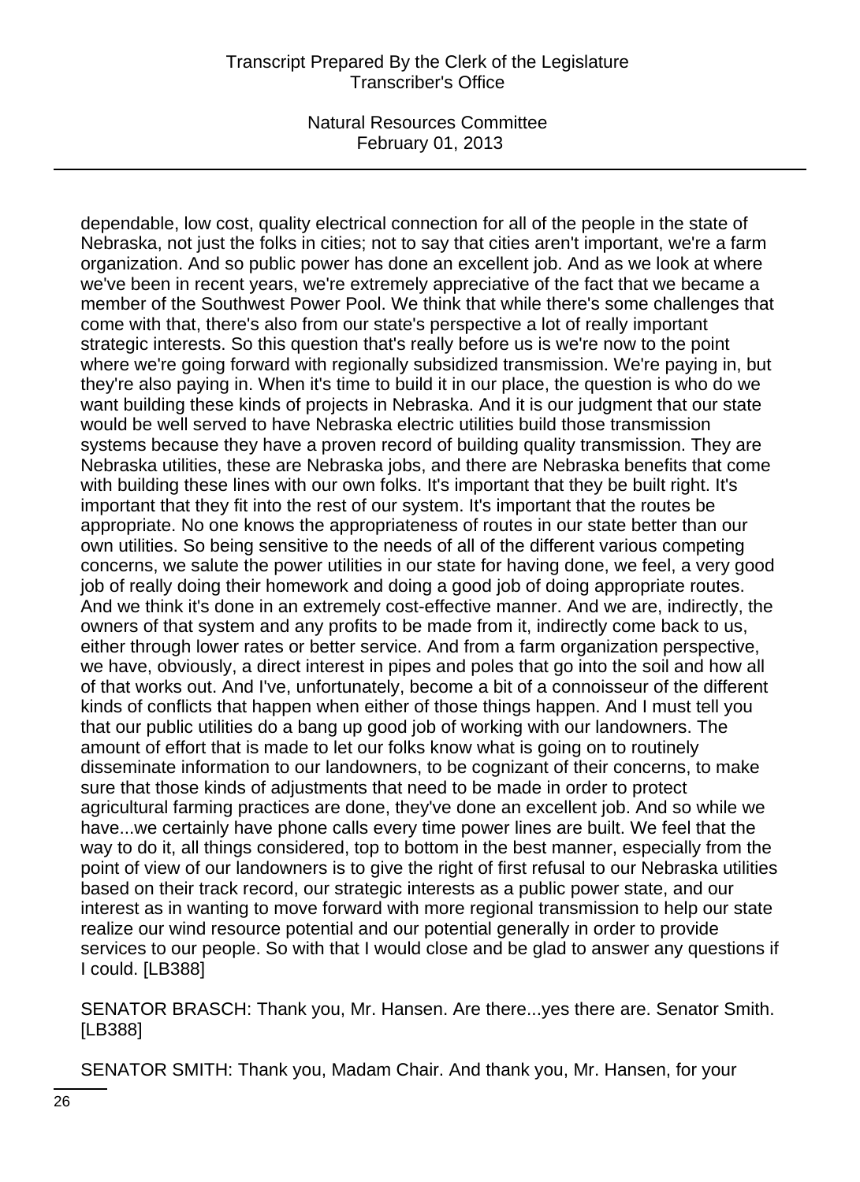dependable, low cost, quality electrical connection for all of the people in the state of Nebraska, not just the folks in cities; not to say that cities aren't important, we're a farm organization. And so public power has done an excellent job. And as we look at where we've been in recent years, we're extremely appreciative of the fact that we became a member of the Southwest Power Pool. We think that while there's some challenges that come with that, there's also from our state's perspective a lot of really important strategic interests. So this question that's really before us is we're now to the point where we're going forward with regionally subsidized transmission. We're paying in, but they're also paying in. When it's time to build it in our place, the question is who do we want building these kinds of projects in Nebraska. And it is our judgment that our state would be well served to have Nebraska electric utilities build those transmission systems because they have a proven record of building quality transmission. They are Nebraska utilities, these are Nebraska jobs, and there are Nebraska benefits that come with building these lines with our own folks. It's important that they be built right. It's important that they fit into the rest of our system. It's important that the routes be appropriate. No one knows the appropriateness of routes in our state better than our own utilities. So being sensitive to the needs of all of the different various competing concerns, we salute the power utilities in our state for having done, we feel, a very good job of really doing their homework and doing a good job of doing appropriate routes. And we think it's done in an extremely cost-effective manner. And we are, indirectly, the owners of that system and any profits to be made from it, indirectly come back to us, either through lower rates or better service. And from a farm organization perspective, we have, obviously, a direct interest in pipes and poles that go into the soil and how all of that works out. And I've, unfortunately, become a bit of a connoisseur of the different kinds of conflicts that happen when either of those things happen. And I must tell you that our public utilities do a bang up good job of working with our landowners. The amount of effort that is made to let our folks know what is going on to routinely disseminate information to our landowners, to be cognizant of their concerns, to make sure that those kinds of adjustments that need to be made in order to protect agricultural farming practices are done, they've done an excellent job. And so while we have...we certainly have phone calls every time power lines are built. We feel that the way to do it, all things considered, top to bottom in the best manner, especially from the point of view of our landowners is to give the right of first refusal to our Nebraska utilities based on their track record, our strategic interests as a public power state, and our interest as in wanting to move forward with more regional transmission to help our state realize our wind resource potential and our potential generally in order to provide services to our people. So with that I would close and be glad to answer any questions if I could. [LB388]

SENATOR BRASCH: Thank you, Mr. Hansen. Are there...yes there are. Senator Smith. [LB388]

SENATOR SMITH: Thank you, Madam Chair. And thank you, Mr. Hansen, for your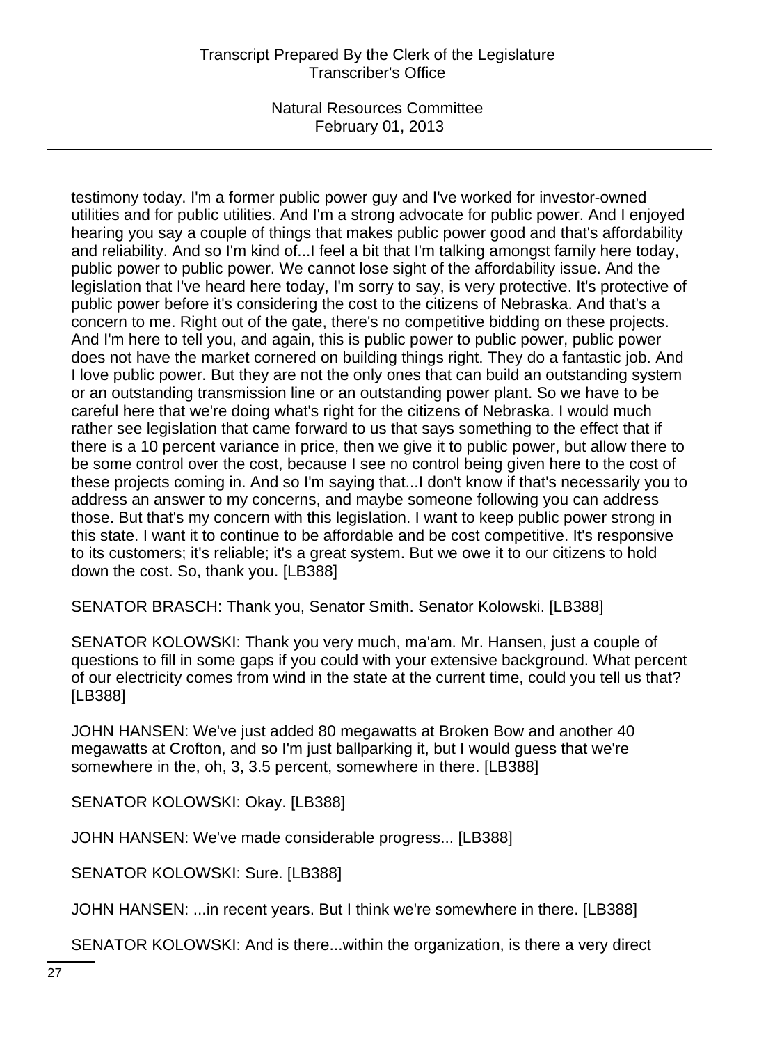testimony today. I'm a former public power guy and I've worked for investor-owned utilities and for public utilities. And I'm a strong advocate for public power. And I enjoyed hearing you say a couple of things that makes public power good and that's affordability and reliability. And so I'm kind of...I feel a bit that I'm talking amongst family here today, public power to public power. We cannot lose sight of the affordability issue. And the legislation that I've heard here today, I'm sorry to say, is very protective. It's protective of public power before it's considering the cost to the citizens of Nebraska. And that's a concern to me. Right out of the gate, there's no competitive bidding on these projects. And I'm here to tell you, and again, this is public power to public power, public power does not have the market cornered on building things right. They do a fantastic job. And I love public power. But they are not the only ones that can build an outstanding system or an outstanding transmission line or an outstanding power plant. So we have to be careful here that we're doing what's right for the citizens of Nebraska. I would much rather see legislation that came forward to us that says something to the effect that if there is a 10 percent variance in price, then we give it to public power, but allow there to be some control over the cost, because I see no control being given here to the cost of these projects coming in. And so I'm saying that...I don't know if that's necessarily you to address an answer to my concerns, and maybe someone following you can address those. But that's my concern with this legislation. I want to keep public power strong in this state. I want it to continue to be affordable and be cost competitive. It's responsive to its customers; it's reliable; it's a great system. But we owe it to our citizens to hold down the cost. So, thank you. [LB388]

SENATOR BRASCH: Thank you, Senator Smith. Senator Kolowski. [LB388]

SENATOR KOLOWSKI: Thank you very much, ma'am. Mr. Hansen, just a couple of questions to fill in some gaps if you could with your extensive background. What percent of our electricity comes from wind in the state at the current time, could you tell us that? [LB388]

JOHN HANSEN: We've just added 80 megawatts at Broken Bow and another 40 megawatts at Crofton, and so I'm just ballparking it, but I would guess that we're somewhere in the, oh, 3, 3.5 percent, somewhere in there. [LB388]

SENATOR KOLOWSKI: Okay. [LB388]

JOHN HANSEN: We've made considerable progress... [LB388]

SENATOR KOLOWSKI: Sure. [LB388]

JOHN HANSEN: ...in recent years. But I think we're somewhere in there. [LB388]

SENATOR KOLOWSKI: And is there...within the organization, is there a very direct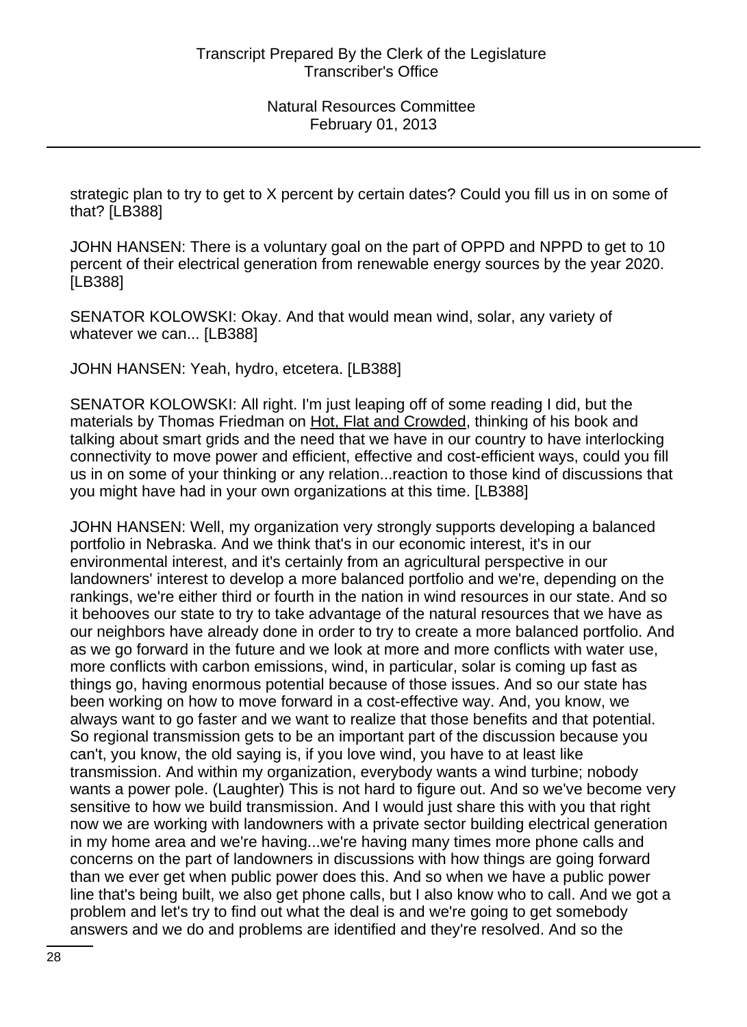strategic plan to try to get to X percent by certain dates? Could you fill us in on some of that? [LB388]

JOHN HANSEN: There is a voluntary goal on the part of OPPD and NPPD to get to 10 percent of their electrical generation from renewable energy sources by the year 2020. [LB388]

SENATOR KOLOWSKI: Okay. And that would mean wind, solar, any variety of whatever we can... [LB388]

JOHN HANSEN: Yeah, hydro, etcetera. [LB388]

SENATOR KOLOWSKI: All right. I'm just leaping off of some reading I did, but the materials by Thomas Friedman on Hot, Flat and Crowded, thinking of his book and talking about smart grids and the need that we have in our country to have interlocking connectivity to move power and efficient, effective and cost-efficient ways, could you fill us in on some of your thinking or any relation...reaction to those kind of discussions that you might have had in your own organizations at this time. [LB388]

JOHN HANSEN: Well, my organization very strongly supports developing a balanced portfolio in Nebraska. And we think that's in our economic interest, it's in our environmental interest, and it's certainly from an agricultural perspective in our landowners' interest to develop a more balanced portfolio and we're, depending on the rankings, we're either third or fourth in the nation in wind resources in our state. And so it behooves our state to try to take advantage of the natural resources that we have as our neighbors have already done in order to try to create a more balanced portfolio. And as we go forward in the future and we look at more and more conflicts with water use, more conflicts with carbon emissions, wind, in particular, solar is coming up fast as things go, having enormous potential because of those issues. And so our state has been working on how to move forward in a cost-effective way. And, you know, we always want to go faster and we want to realize that those benefits and that potential. So regional transmission gets to be an important part of the discussion because you can't, you know, the old saying is, if you love wind, you have to at least like transmission. And within my organization, everybody wants a wind turbine; nobody wants a power pole. (Laughter) This is not hard to figure out. And so we've become very sensitive to how we build transmission. And I would just share this with you that right now we are working with landowners with a private sector building electrical generation in my home area and we're having...we're having many times more phone calls and concerns on the part of landowners in discussions with how things are going forward than we ever get when public power does this. And so when we have a public power line that's being built, we also get phone calls, but I also know who to call. And we got a problem and let's try to find out what the deal is and we're going to get somebody answers and we do and problems are identified and they're resolved. And so the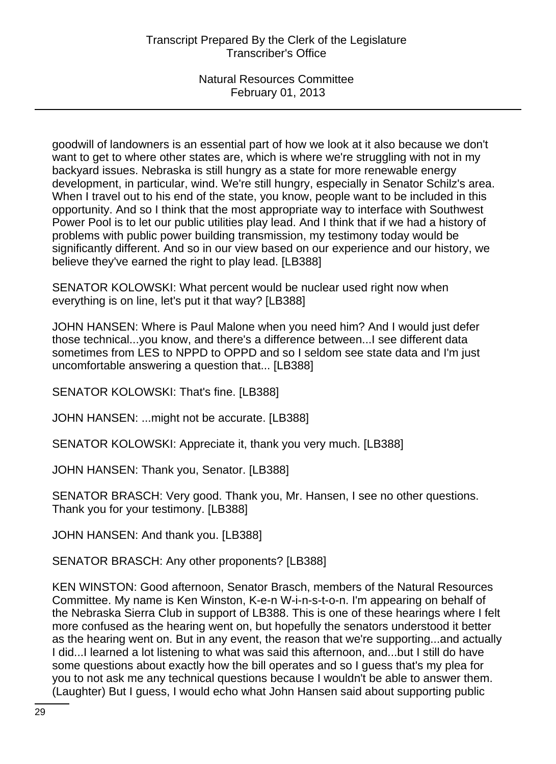goodwill of landowners is an essential part of how we look at it also because we don't want to get to where other states are, which is where we're struggling with not in my backyard issues. Nebraska is still hungry as a state for more renewable energy development, in particular, wind. We're still hungry, especially in Senator Schilz's area. When I travel out to his end of the state, you know, people want to be included in this opportunity. And so I think that the most appropriate way to interface with Southwest Power Pool is to let our public utilities play lead. And I think that if we had a history of problems with public power building transmission, my testimony today would be significantly different. And so in our view based on our experience and our history, we believe they've earned the right to play lead. [LB388]

SENATOR KOLOWSKI: What percent would be nuclear used right now when everything is on line, let's put it that way? [LB388]

JOHN HANSEN: Where is Paul Malone when you need him? And I would just defer those technical...you know, and there's a difference between...I see different data sometimes from LES to NPPD to OPPD and so I seldom see state data and I'm just uncomfortable answering a question that... [LB388]

SENATOR KOLOWSKI: That's fine. [LB388]

JOHN HANSEN: ...might not be accurate. [LB388]

SENATOR KOLOWSKI: Appreciate it, thank you very much. [LB388]

JOHN HANSEN: Thank you, Senator. [LB388]

SENATOR BRASCH: Very good. Thank you, Mr. Hansen, I see no other questions. Thank you for your testimony. [LB388]

JOHN HANSEN: And thank you. [LB388]

SENATOR BRASCH: Any other proponents? [LB388]

KEN WINSTON: Good afternoon, Senator Brasch, members of the Natural Resources Committee. My name is Ken Winston, K-e-n W-i-n-s-t-o-n. I'm appearing on behalf of the Nebraska Sierra Club in support of LB388. This is one of these hearings where I felt more confused as the hearing went on, but hopefully the senators understood it better as the hearing went on. But in any event, the reason that we're supporting...and actually I did...I learned a lot listening to what was said this afternoon, and...but I still do have some questions about exactly how the bill operates and so I guess that's my plea for you to not ask me any technical questions because I wouldn't be able to answer them. (Laughter) But I guess, I would echo what John Hansen said about supporting public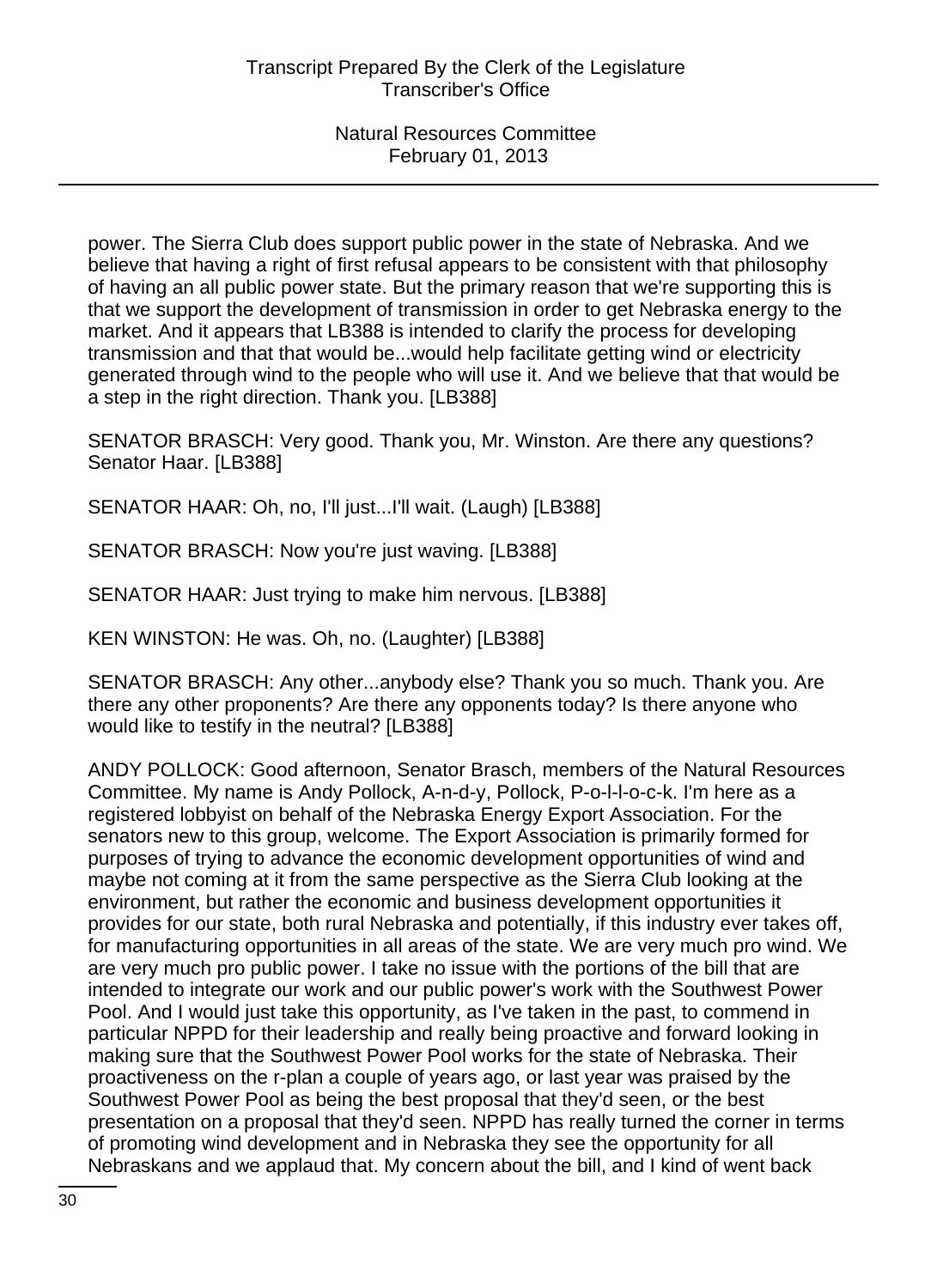power. The Sierra Club does support public power in the state of Nebraska. And we believe that having a right of first refusal appears to be consistent with that philosophy of having an all public power state. But the primary reason that we're supporting this is that we support the development of transmission in order to get Nebraska energy to the market. And it appears that LB388 is intended to clarify the process for developing transmission and that that would be...would help facilitate getting wind or electricity generated through wind to the people who will use it. And we believe that that would be a step in the right direction. Thank you. [LB388]

SENATOR BRASCH: Very good. Thank you, Mr. Winston. Are there any questions? Senator Haar. [LB388]

SENATOR HAAR: Oh, no, I'll just...I'll wait. (Laugh) [LB388]

SENATOR BRASCH: Now you're just waving. [LB388]

SENATOR HAAR: Just trying to make him nervous. [LB388]

KEN WINSTON: He was. Oh, no. (Laughter) [LB388]

SENATOR BRASCH: Any other...anybody else? Thank you so much. Thank you. Are there any other proponents? Are there any opponents today? Is there anyone who would like to testify in the neutral? [LB388]

ANDY POLLOCK: Good afternoon, Senator Brasch, members of the Natural Resources Committee. My name is Andy Pollock, A-n-d-y, Pollock, P-o-l-l-o-c-k. I'm here as a registered lobbyist on behalf of the Nebraska Energy Export Association. For the senators new to this group, welcome. The Export Association is primarily formed for purposes of trying to advance the economic development opportunities of wind and maybe not coming at it from the same perspective as the Sierra Club looking at the environment, but rather the economic and business development opportunities it provides for our state, both rural Nebraska and potentially, if this industry ever takes off, for manufacturing opportunities in all areas of the state. We are very much pro wind. We are very much pro public power. I take no issue with the portions of the bill that are intended to integrate our work and our public power's work with the Southwest Power Pool. And I would just take this opportunity, as I've taken in the past, to commend in particular NPPD for their leadership and really being proactive and forward looking in making sure that the Southwest Power Pool works for the state of Nebraska. Their proactiveness on the r-plan a couple of years ago, or last year was praised by the Southwest Power Pool as being the best proposal that they'd seen, or the best presentation on a proposal that they'd seen. NPPD has really turned the corner in terms of promoting wind development and in Nebraska they see the opportunity for all Nebraskans and we applaud that. My concern about the bill, and I kind of went back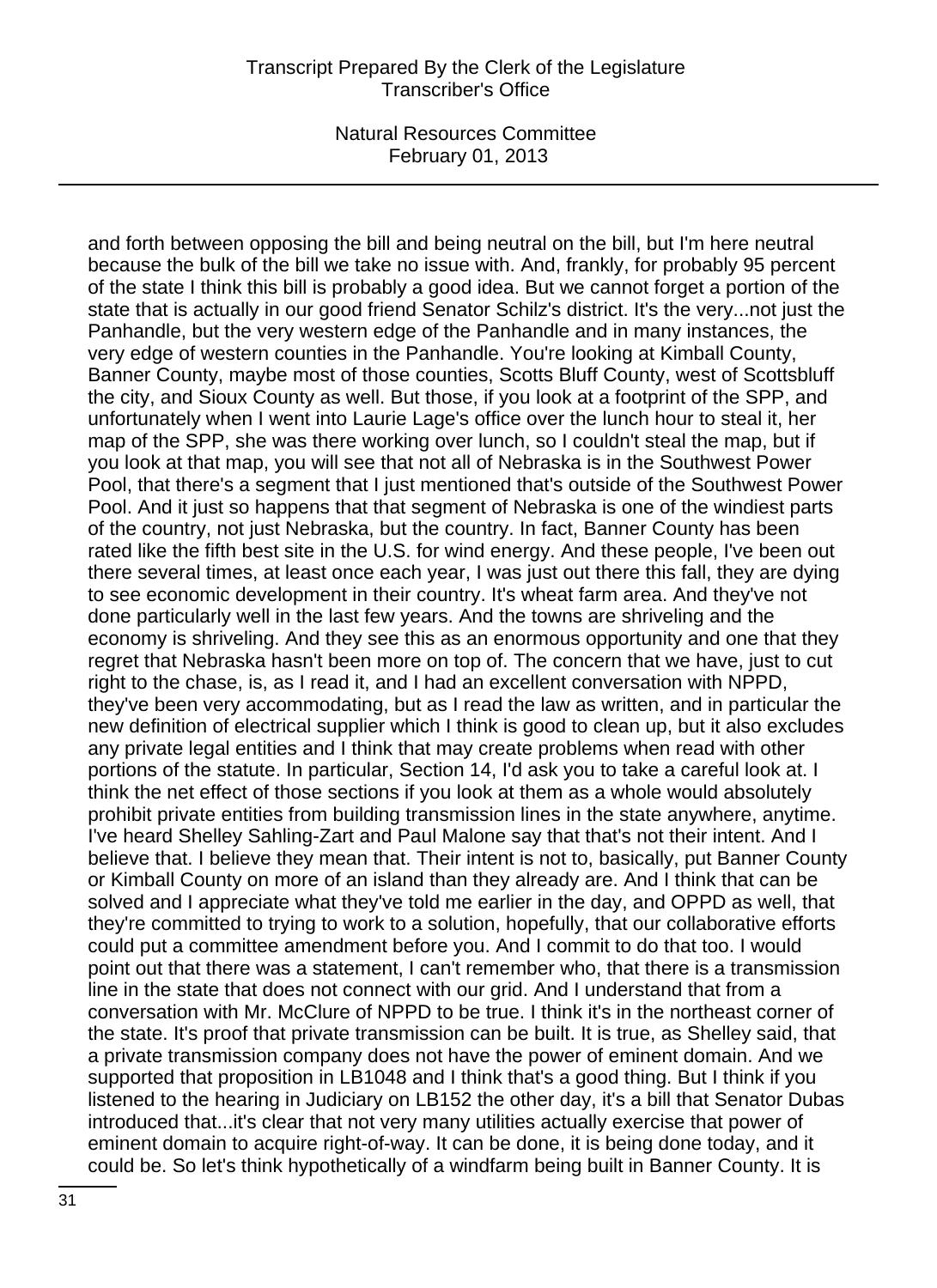and forth between opposing the bill and being neutral on the bill, but I'm here neutral because the bulk of the bill we take no issue with. And, frankly, for probably 95 percent of the state I think this bill is probably a good idea. But we cannot forget a portion of the state that is actually in our good friend Senator Schilz's district. It's the very...not just the Panhandle, but the very western edge of the Panhandle and in many instances, the very edge of western counties in the Panhandle. You're looking at Kimball County, Banner County, maybe most of those counties, Scotts Bluff County, west of Scottsbluff the city, and Sioux County as well. But those, if you look at a footprint of the SPP, and unfortunately when I went into Laurie Lage's office over the lunch hour to steal it, her map of the SPP, she was there working over lunch, so I couldn't steal the map, but if you look at that map, you will see that not all of Nebraska is in the Southwest Power Pool, that there's a segment that I just mentioned that's outside of the Southwest Power Pool. And it just so happens that that segment of Nebraska is one of the windiest parts of the country, not just Nebraska, but the country. In fact, Banner County has been rated like the fifth best site in the U.S. for wind energy. And these people, I've been out there several times, at least once each year, I was just out there this fall, they are dying to see economic development in their country. It's wheat farm area. And they've not done particularly well in the last few years. And the towns are shriveling and the economy is shriveling. And they see this as an enormous opportunity and one that they regret that Nebraska hasn't been more on top of. The concern that we have, just to cut right to the chase, is, as I read it, and I had an excellent conversation with NPPD, they've been very accommodating, but as I read the law as written, and in particular the new definition of electrical supplier which I think is good to clean up, but it also excludes any private legal entities and I think that may create problems when read with other portions of the statute. In particular, Section 14, I'd ask you to take a careful look at. I think the net effect of those sections if you look at them as a whole would absolutely prohibit private entities from building transmission lines in the state anywhere, anytime. I've heard Shelley Sahling-Zart and Paul Malone say that that's not their intent. And I believe that. I believe they mean that. Their intent is not to, basically, put Banner County or Kimball County on more of an island than they already are. And I think that can be solved and I appreciate what they've told me earlier in the day, and OPPD as well, that they're committed to trying to work to a solution, hopefully, that our collaborative efforts could put a committee amendment before you. And I commit to do that too. I would point out that there was a statement, I can't remember who, that there is a transmission line in the state that does not connect with our grid. And I understand that from a conversation with Mr. McClure of NPPD to be true. I think it's in the northeast corner of the state. It's proof that private transmission can be built. It is true, as Shelley said, that a private transmission company does not have the power of eminent domain. And we supported that proposition in LB1048 and I think that's a good thing. But I think if you listened to the hearing in Judiciary on LB152 the other day, it's a bill that Senator Dubas introduced that...it's clear that not very many utilities actually exercise that power of eminent domain to acquire right-of-way. It can be done, it is being done today, and it could be. So let's think hypothetically of a windfarm being built in Banner County. It is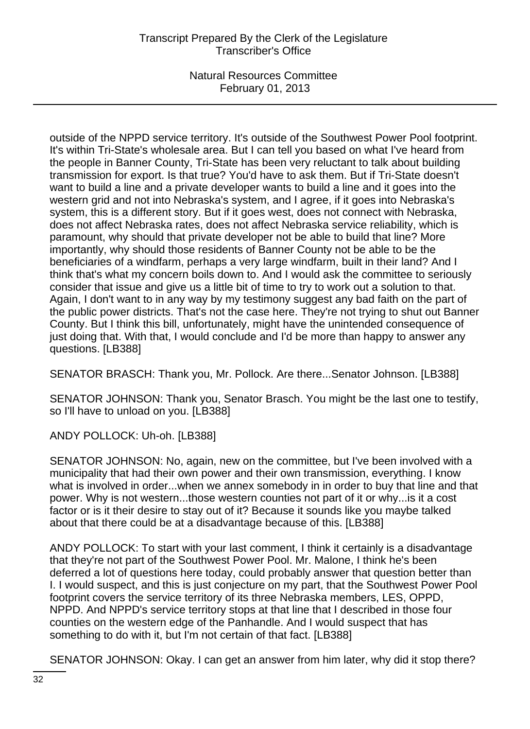outside of the NPPD service territory. It's outside of the Southwest Power Pool footprint. It's within Tri-State's wholesale area. But I can tell you based on what I've heard from the people in Banner County, Tri-State has been very reluctant to talk about building transmission for export. Is that true? You'd have to ask them. But if Tri-State doesn't want to build a line and a private developer wants to build a line and it goes into the western grid and not into Nebraska's system, and I agree, if it goes into Nebraska's system, this is a different story. But if it goes west, does not connect with Nebraska, does not affect Nebraska rates, does not affect Nebraska service reliability, which is paramount, why should that private developer not be able to build that line? More importantly, why should those residents of Banner County not be able to be the beneficiaries of a windfarm, perhaps a very large windfarm, built in their land? And I think that's what my concern boils down to. And I would ask the committee to seriously consider that issue and give us a little bit of time to try to work out a solution to that. Again, I don't want to in any way by my testimony suggest any bad faith on the part of the public power districts. That's not the case here. They're not trying to shut out Banner County. But I think this bill, unfortunately, might have the unintended consequence of just doing that. With that, I would conclude and I'd be more than happy to answer any questions. [LB388]

SENATOR BRASCH: Thank you, Mr. Pollock. Are there...Senator Johnson. [LB388]

SENATOR JOHNSON: Thank you, Senator Brasch. You might be the last one to testify, so I'll have to unload on you. [LB388]

ANDY POLLOCK: Uh-oh. [LB388]

SENATOR JOHNSON: No, again, new on the committee, but I've been involved with a municipality that had their own power and their own transmission, everything. I know what is involved in order...when we annex somebody in in order to buy that line and that power. Why is not western...those western counties not part of it or why...is it a cost factor or is it their desire to stay out of it? Because it sounds like you maybe talked about that there could be at a disadvantage because of this. [LB388]

ANDY POLLOCK: To start with your last comment, I think it certainly is a disadvantage that they're not part of the Southwest Power Pool. Mr. Malone, I think he's been deferred a lot of questions here today, could probably answer that question better than I. I would suspect, and this is just conjecture on my part, that the Southwest Power Pool footprint covers the service territory of its three Nebraska members, LES, OPPD, NPPD. And NPPD's service territory stops at that line that I described in those four counties on the western edge of the Panhandle. And I would suspect that has something to do with it, but I'm not certain of that fact. [LB388]

SENATOR JOHNSON: Okay. I can get an answer from him later, why did it stop there?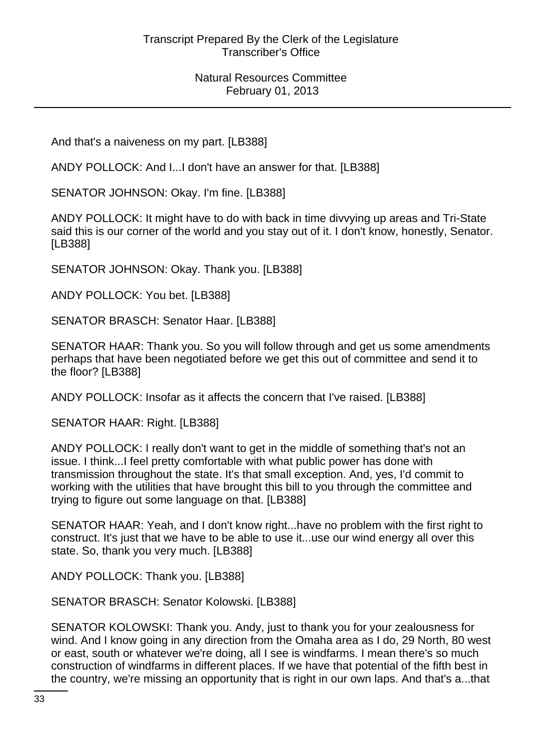And that's a naiveness on my part. [LB388]

ANDY POLLOCK: And I...I don't have an answer for that. [LB388]

SENATOR JOHNSON: Okay. I'm fine. [LB388]

ANDY POLLOCK: It might have to do with back in time divvying up areas and Tri-State said this is our corner of the world and you stay out of it. I don't know, honestly, Senator. [LB388]

SENATOR JOHNSON: Okay. Thank you. [LB388]

ANDY POLLOCK: You bet. [LB388]

SENATOR BRASCH: Senator Haar. [LB388]

SENATOR HAAR: Thank you. So you will follow through and get us some amendments perhaps that have been negotiated before we get this out of committee and send it to the floor? [LB388]

ANDY POLLOCK: Insofar as it affects the concern that I've raised. [LB388]

SENATOR HAAR: Right. [LB388]

ANDY POLLOCK: I really don't want to get in the middle of something that's not an issue. I think...I feel pretty comfortable with what public power has done with transmission throughout the state. It's that small exception. And, yes, I'd commit to working with the utilities that have brought this bill to you through the committee and trying to figure out some language on that. [LB388]

SENATOR HAAR: Yeah, and I don't know right...have no problem with the first right to construct. It's just that we have to be able to use it...use our wind energy all over this state. So, thank you very much. [LB388]

ANDY POLLOCK: Thank you. [LB388]

SENATOR BRASCH: Senator Kolowski. [LB388]

SENATOR KOLOWSKI: Thank you. Andy, just to thank you for your zealousness for wind. And I know going in any direction from the Omaha area as I do, 29 North, 80 west or east, south or whatever we're doing, all I see is windfarms. I mean there's so much construction of windfarms in different places. If we have that potential of the fifth best in the country, we're missing an opportunity that is right in our own laps. And that's a...that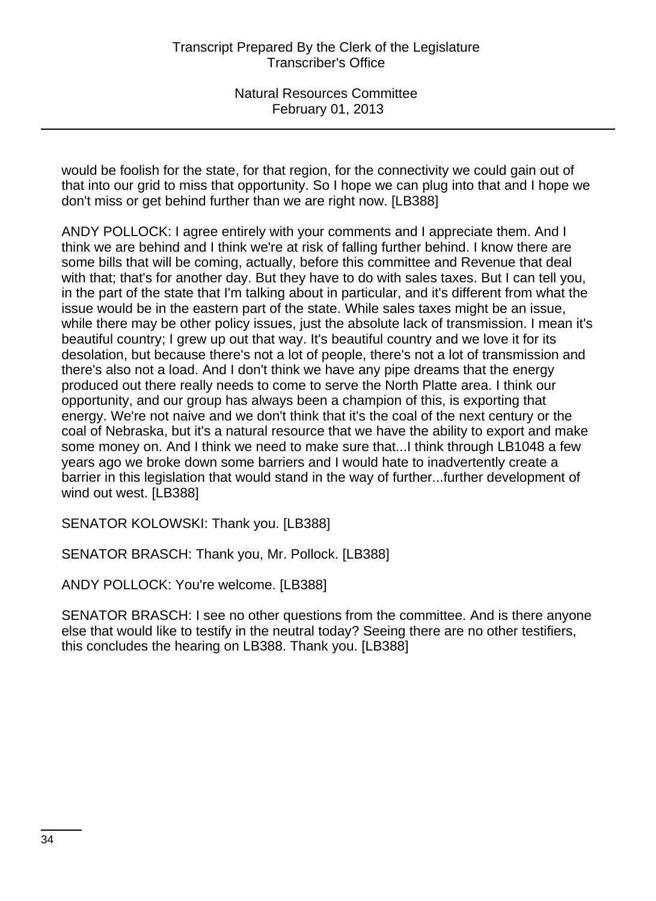would be foolish for the state, for that region, for the connectivity we could gain out of that into our grid to miss that opportunity. So I hope we can plug into that and I hope we don't miss or get behind further than we are right now. [LB388]

ANDY POLLOCK: I agree entirely with your comments and I appreciate them. And I think we are behind and I think we're at risk of falling further behind. I know there are some bills that will be coming, actually, before this committee and Revenue that deal with that; that's for another day. But they have to do with sales taxes. But I can tell you, in the part of the state that I'm talking about in particular, and it's different from what the issue would be in the eastern part of the state. While sales taxes might be an issue, while there may be other policy issues, just the absolute lack of transmission. I mean it's beautiful country; I grew up out that way. It's beautiful country and we love it for its desolation, but because there's not a lot of people, there's not a lot of transmission and there's also not a load. And I don't think we have any pipe dreams that the energy produced out there really needs to come to serve the North Platte area. I think our opportunity, and our group has always been a champion of this, is exporting that energy. We're not naive and we don't think that it's the coal of the next century or the coal of Nebraska, but it's a natural resource that we have the ability to export and make some money on. And I think we need to make sure that...I think through LB1048 a few years ago we broke down some barriers and I would hate to inadvertently create a barrier in this legislation that would stand in the way of further...further development of wind out west. [LB388]

SENATOR KOLOWSKI: Thank you. [LB388]

SENATOR BRASCH: Thank you, Mr. Pollock. [LB388]

ANDY POLLOCK: You're welcome. [LB388]

SENATOR BRASCH: I see no other questions from the committee. And is there anyone else that would like to testify in the neutral today? Seeing there are no other testifiers, this concludes the hearing on LB388. Thank you. [LB388]